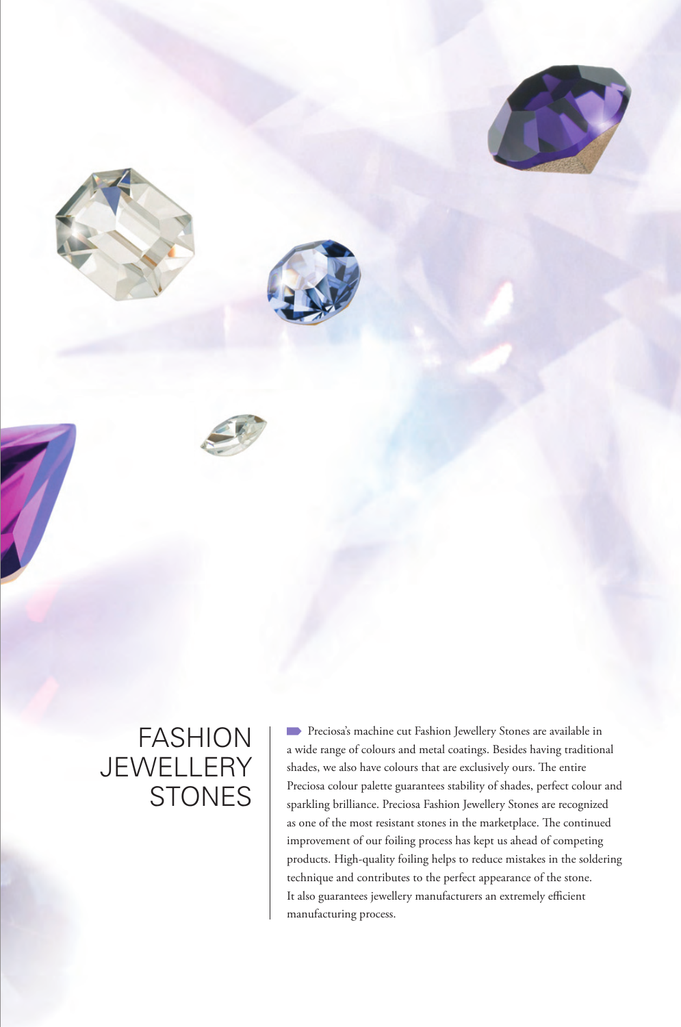# FASHION JEWELLERY STONES

Preciosa's machine cut Fashion Jewellery Stones are available in a wide range of colours and metal coatings. Besides having traditional shades, we also have colours that are exclusively ours. The entire Preciosa colour palette guarantees stability of shades, perfect colour and sparkling brilliance. Preciosa Fashion Jewellery Stones are recognized as one of the most resistant stones in the marketplace. The continued improvement of our foiling process has kept us ahead of competing products. High-quality foiling helps to reduce mistakes in the soldering technique and contributes to the perfect appearance of the stone. It also guarantees jewellery manufacturers an extremely efficient manufacturing process.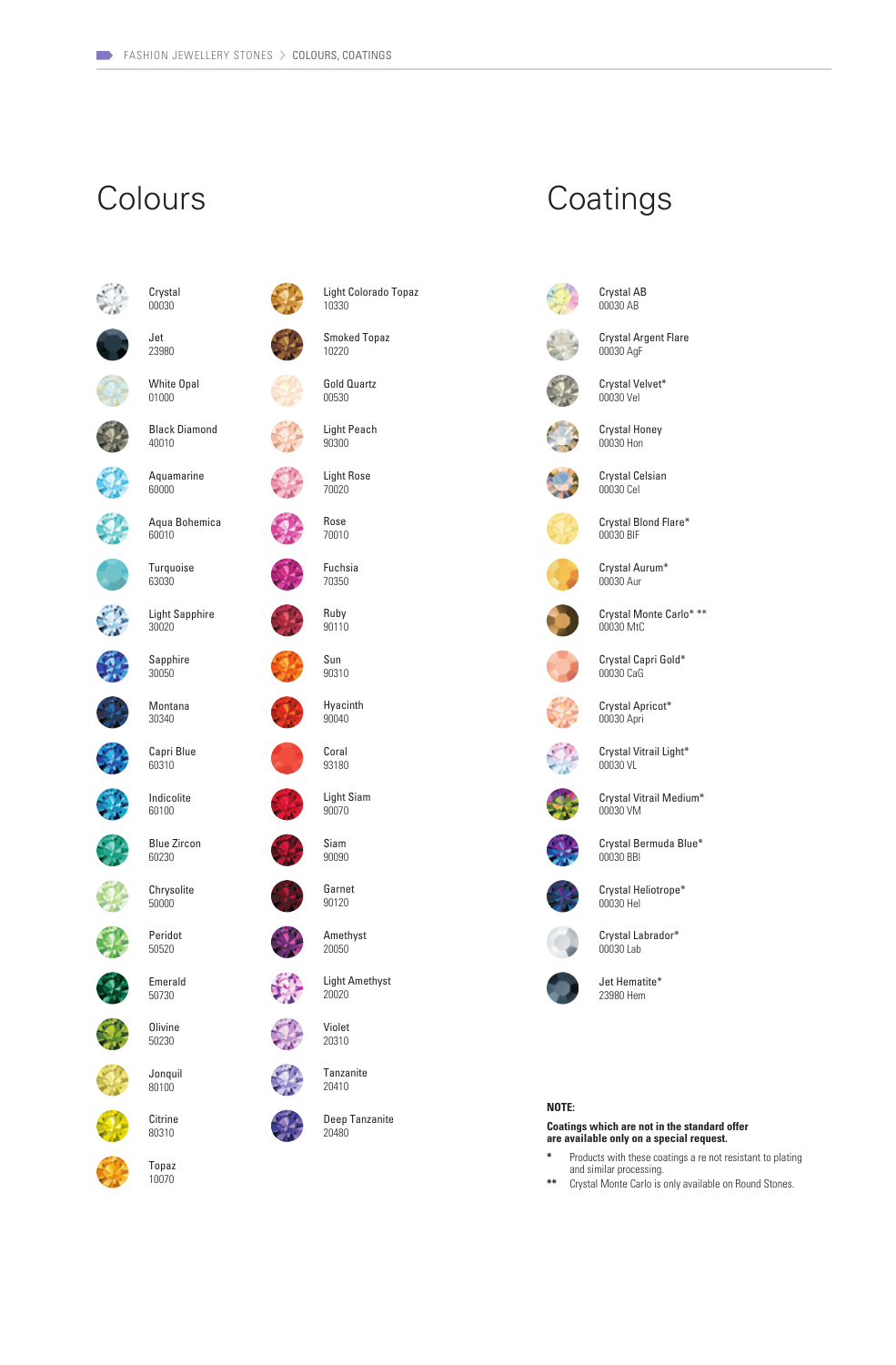# Colours

| Colour | Code |
|---|---|
| Crystal | 00030 |
| Jet | 23980 |
| White Opal | 01000 |
| Black Diamond | 40010 |
| Aquamarine | 60000 |
| Aqua Bohemica | 60010 |
| Turquoise | 63030 |
| Light Sapphire | 30020 |
| Sapphire | 30050 |
| Montana | 30340 |
| Capri Blue | 60310 |
| Indicolite | 60100 |
| Blue Zircon | 60230 |
| Chrysolite | 50000 |
| Peridot | 50520 |
| Emerald | 50730 |
| Olivine | 50230 |
| Jonquil | 80100 |
| Citrine | 80310 |
| Topaz | 10070 |
| Light Colorado Topaz | 10330 |
| Smoked Topaz | 10220 |
| Gold Quartz | 00530 |
| Light Peach | 90300 |
| Light Rose | 70020 |
| Rose | 70010 |
| Fuchsia | 70350 |
| Ruby | 90110 |
| Sun | 90310 |
| Hyacinth | 90040 |
| Coral | 93180 |
| Light Siam | 90070 |
| Siam | 90090 |
| Garnet | 90120 |
| Amethyst | 20050 |
| Light Amethyst | 20020 |
| Violet | 20310 |
| Tanzanite | 20410 |
| Deep Tanzanite | 20480 |

# Coatings

| Coating | Code |
|---|---|
| Crystal AB | 00030 AB |
| Crystal Argent Flare | 00030 AgF |
| Crystal Velvet* | 00030 Vel |
| Crystal Honey | 00030 Hon |
| Crystal Celsian | 00030 Cel |
| Crystal Blond Flare* | 00030 BlF |
| Crystal Aurum* | 00030 Aur |
| Crystal Monte Carlo* ** | 00030 MtC |
| Crystal Capri Gold* | 00030 CaG |
| Crystal Apricot* | 00030 Apri |
| Crystal Vitrail Light* | 00030 VL |
| Crystal Vitrail Medium* | 00030 VM |
| Crystal Bermuda Blue* | 00030 BBl |
| Crystal Heliotrope* | 00030 Hel |
| Crystal Labrador* | 00030 Lab |
| Jet Hematite* | 23980 Hem |

**NOTE:**

**Coatings which are not in the standard offer are available only on a special request.**

- \* Products with these coatings a re not resistant to plating and similar processing.
- \*\* Crystal Monte Carlo is only available on Round Stones.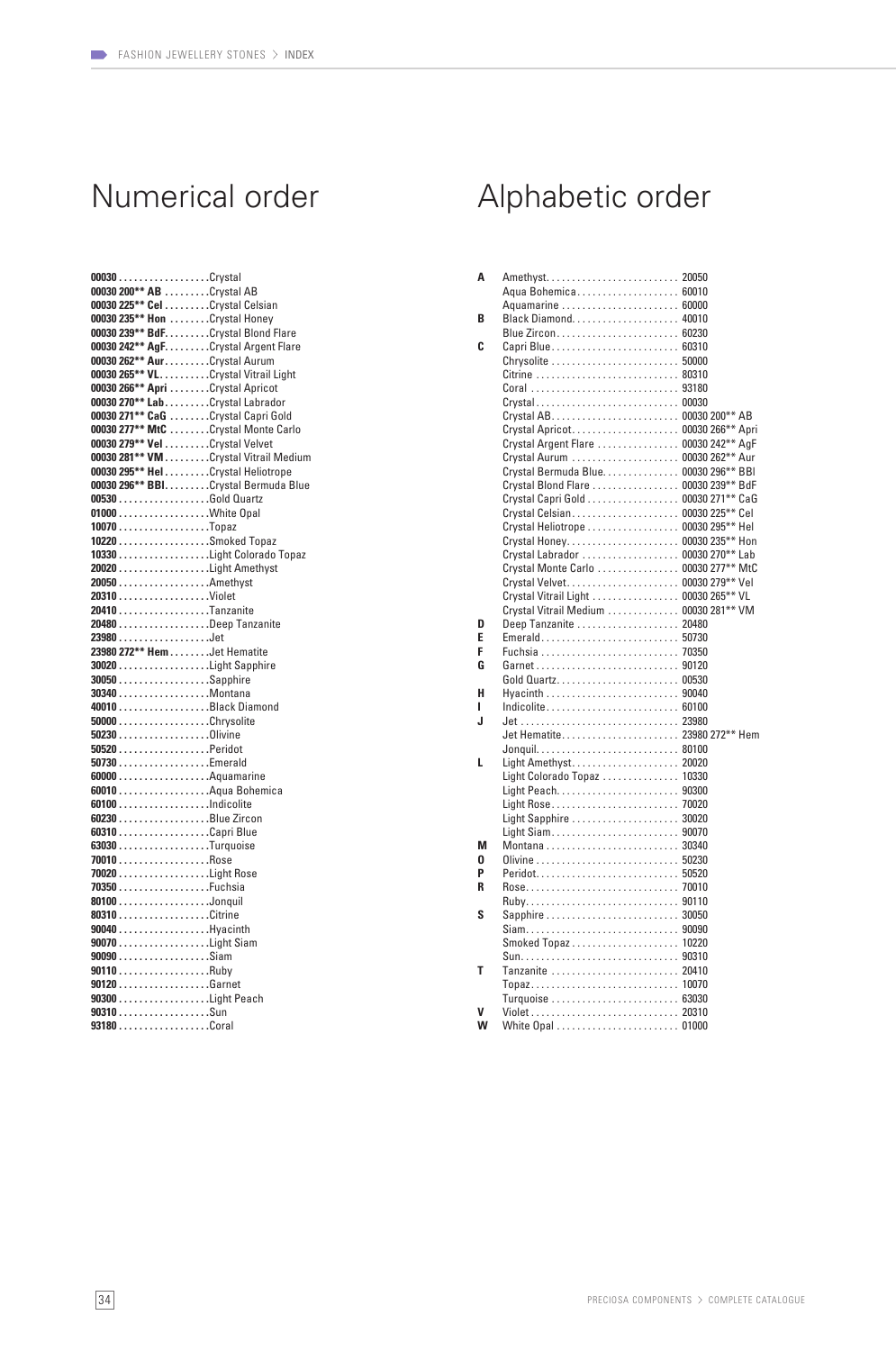# Numerical order

| Code | Name |
|---|---|
| **00030** | Crystal |
| **00030 200** AB** | Crystal AB |
| **00030 225** Cel** | Crystal Celsian |
| **00030 235** Hon** | Crystal Honey |
| **00030 239** BdF** | Crystal Blond Flare |
| **00030 242** AgF** | Crystal Argent Flare |
| **00030 262** Aur** | Crystal Aurum |
| **00030 265** VL** | Crystal Vitrail Light |
| **00030 266** Apri** | Crystal Apricot |
| **00030 270** Lab** | Crystal Labrador |
| **00030 271** CaG** | Crystal Capri Gold |
| **00030 277** MtC** | Crystal Monte Carlo |
| **00030 279** Vel** | Crystal Velvet |
| **00030 281** VM** | Crystal Vitrail Medium |
| **00030 295** Hel** | Crystal Heliotrope |
| **00030 296** BBl** | Crystal Bermuda Blue |
| **00530** | Gold Quartz |
| **01000** | White Opal |
| **10070** | Topaz |
| **10220** | Smoked Topaz |
| **10330** | Light Colorado Topaz |
| **20020** | Light Amethyst |
| **20050** | Amethyst |
| **20310** | Violet |
| **20410** | Tanzanite |
| **20480** | Deep Tanzanite |
| **23980** | Jet |
| **23980 272** Hem** | Jet Hematite |
| **30020** | Light Sapphire |
| **30050** | Sapphire |
| **30340** | Montana |
| **40010** | Black Diamond |
| **50000** | Chrysolite |
| **50230** | Olivine |
| **50520** | Peridot |
| **50730** | Emerald |
| **60000** | Aquamarine |
| **60010** | Aqua Bohemica |
| **60100** | Indicolite |
| **60230** | Blue Zircon |
| **60310** | Capri Blue |
| **63030** | Turquoise |
| **70010** | Rose |
| **70020** | Light Rose |
| **70350** | Fuchsia |
| **80100** | Jonquil |
| **80310** | Citrine |
| **90040** | Hyacinth |
| **90070** | Light Siam |
| **90090** | Siam |
| **90110** | Ruby |
| **90120** | Garnet |
| **90300** | Light Peach |
| **90310** | Sun |
| **93180** | Coral |

# Alphabetic order

| | Name | Code |
|---|---|---|
| **A** | Amethyst | 20050 |
| | Aqua Bohemica | 60010 |
| | Aquamarine | 60000 |
| **B** | Black Diamond | 40010 |
| | Blue Zircon | 60230 |
| **C** | Capri Blue | 60310 |
| | Chrysolite | 50000 |
| | Citrine | 80310 |
| | Coral | 93180 |
| | Crystal | 00030 |
| | Crystal AB | 00030 200** AB |
| | Crystal Apricot | 00030 266** Apri |
| | Crystal Argent Flare | 00030 242** AgF |
| | Crystal Aurum | 00030 262** Aur |
| | Crystal Bermuda Blue | 00030 296** BBl |
| | Crystal Blond Flare | 00030 239** BdF |
| | Crystal Capri Gold | 00030 271** CaG |
| | Crystal Celsian | 00030 225** Cel |
| | Crystal Heliotrope | 00030 295** Hel |
| | Crystal Honey | 00030 235** Hon |
| | Crystal Labrador | 00030 270** Lab |
| | Crystal Monte Carlo | 00030 277** MtC |
| | Crystal Velvet | 00030 279** Vel |
| | Crystal Vitrail Light | 00030 265** VL |
| | Crystal Vitrail Medium | 00030 281** VM |
| **D** | Deep Tanzanite | 20480 |
| **E** | Emerald | 50730 |
| **F** | Fuchsia | 70350 |
| **G** | Garnet | 90120 |
| | Gold Quartz | 00530 |
| **H** | Hyacinth | 90040 |
| **I** | Indicolite | 60100 |
| **J** | Jet | 23980 |
| | Jet Hematite | 23980 272** Hem |
| | Jonquil | 80100 |
| **L** | Light Amethyst | 20020 |
| | Light Colorado Topaz | 10330 |
| | Light Peach | 90300 |
| | Light Rose | 70020 |
| | Light Sapphire | 30020 |
| | Light Siam | 90070 |
| **M** | Montana | 30340 |
| **O** | Olivine | 50230 |
| **P** | Peridot | 50520 |
| **R** | Rose | 70010 |
| | Ruby | 90110 |
| **S** | Sapphire | 30050 |
| | Siam | 90090 |
| | Smoked Topaz | 10220 |
| | Sun | 90310 |
| **T** | Tanzanite | 20410 |
| | Topaz | 10070 |
| | Turquoise | 63030 |
| **V** | Violet | 20310 |
| **W** | White Opal | 01000 |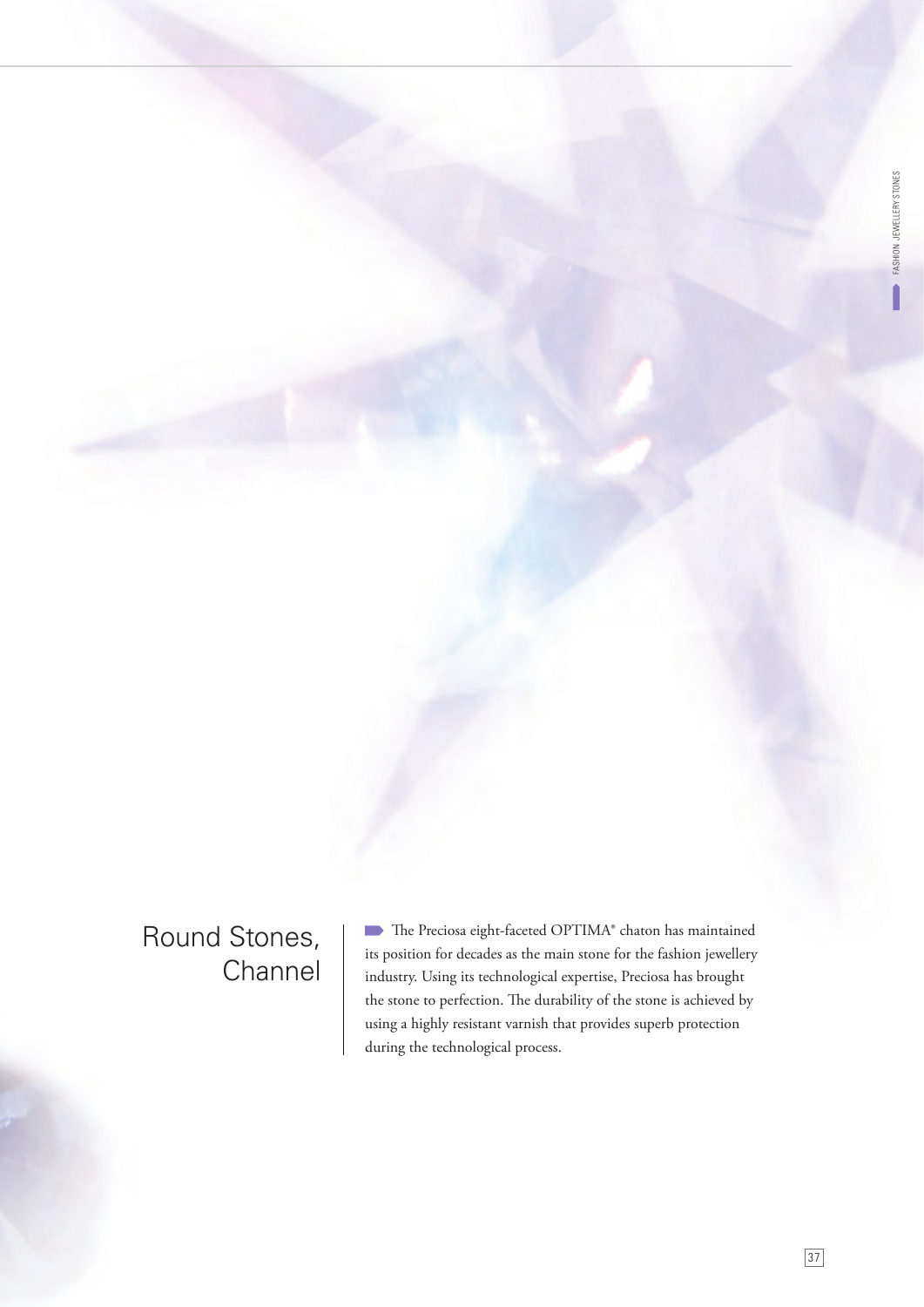# Round Stones, Channel

The Preciosa eight-faceted OPTIMA® chaton has maintained its position for decades as the main stone for the fashion jewellery industry. Using its technological expertise, Preciosa has brought the stone to perfection. The durability of the stone is achieved by using a highly resistant varnish that provides superb protection during the technological process.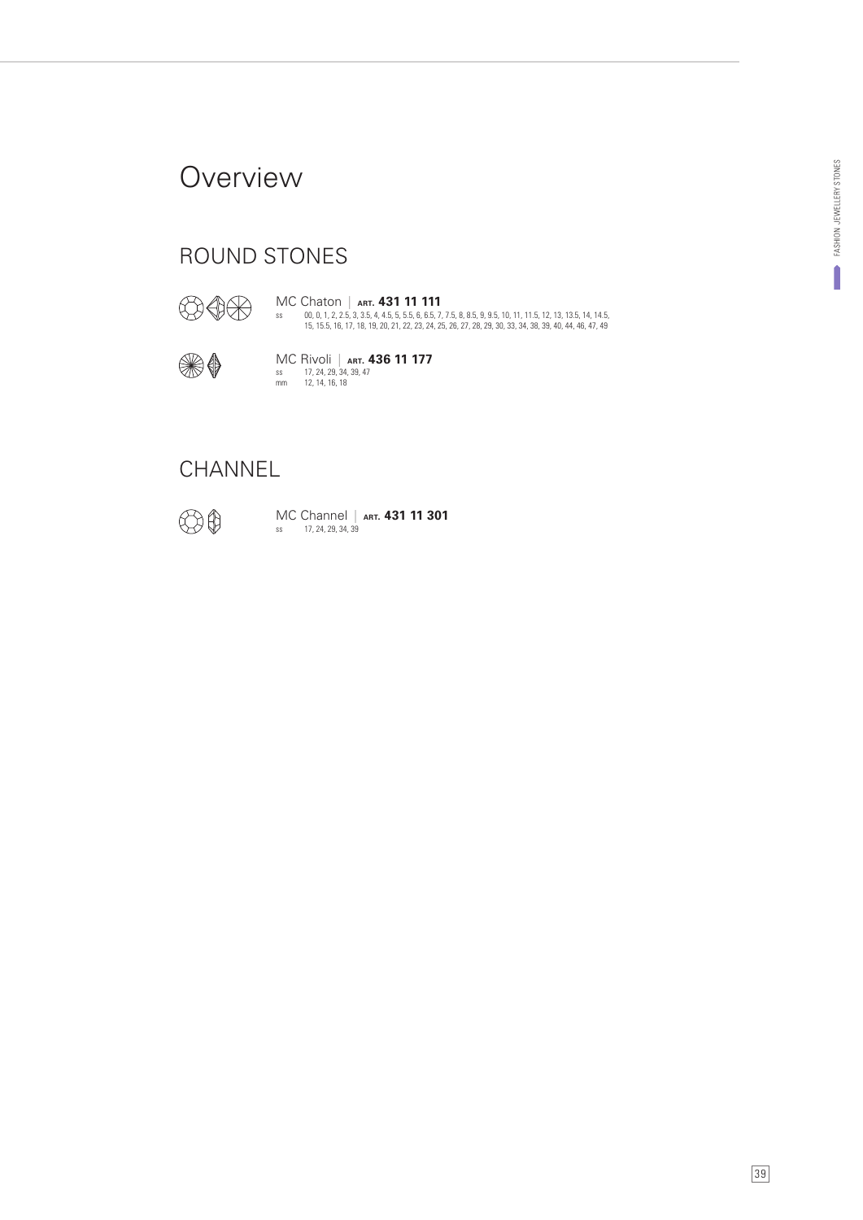# Overview

## ROUND STONES

MC Chaton | **ART. 431 11 111**

ss 00, 0, 1, 2, 2.5, 3, 3.5, 4, 4.5, 5, 5.5, 6, 6.5, 7, 7.5, 8, 8.5, 9, 9.5, 10, 11, 11.5, 12, 13, 13.5, 14, 14.5, 15, 15.5, 16, 17, 18, 19, 20, 21, 22, 23, 24, 25, 26, 27, 28, 29, 30, 33, 34, 38, 39, 40, 44, 46, 47, 49

MC Rivoli | **ART. 436 11 177**

ss 17, 24, 29, 34, 39, 47

mm 12, 14, 16, 18

## CHANNEL

MC Channel | **ART. 431 11 301**

ss 17, 24, 29, 34, 39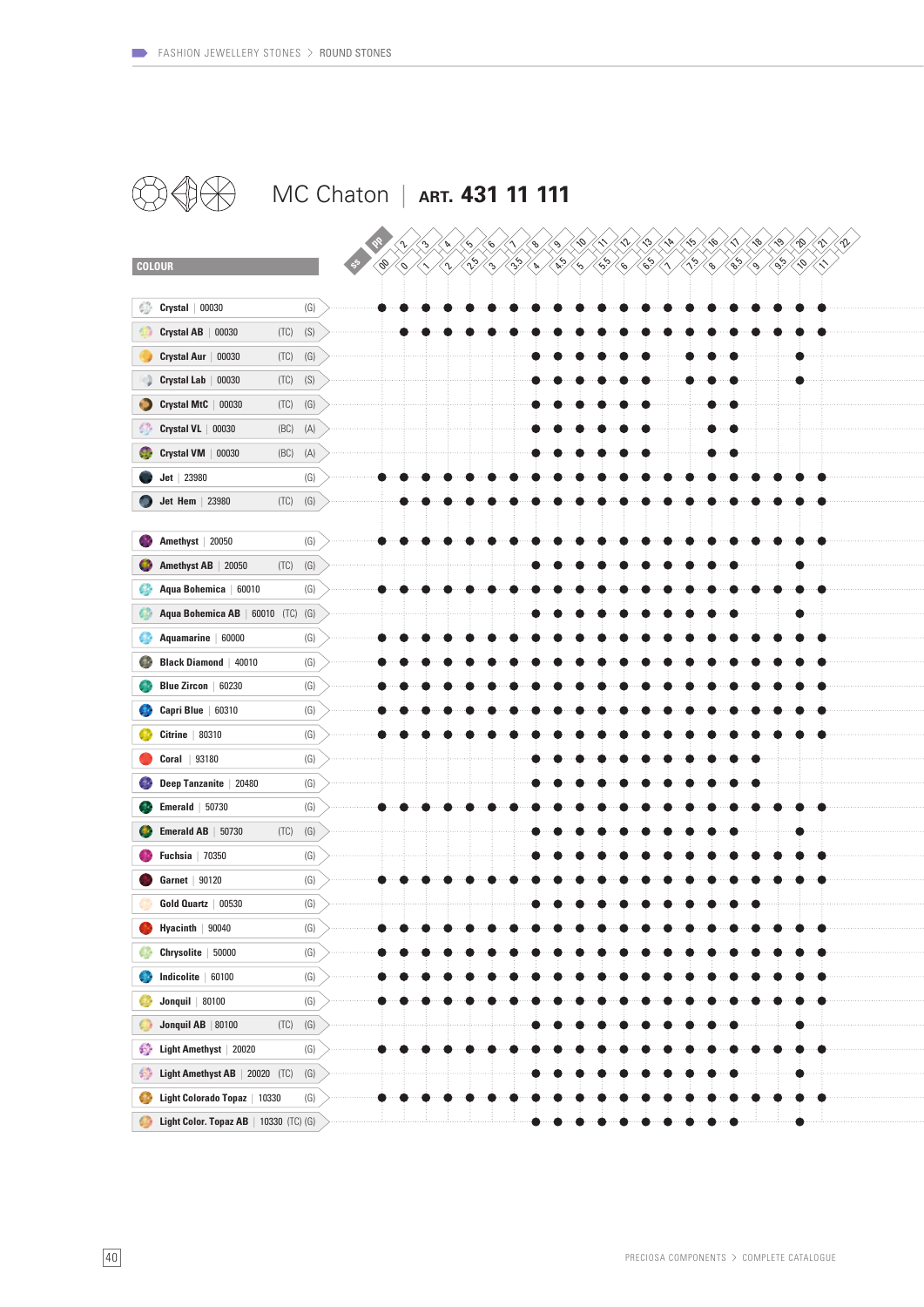# MC Chaton | ART. 431 11 111

| COLOUR | pp 2 / ss 00 | pp 3 / ss 0 | pp 4 / ss 1 | pp 5 / ss 2 | pp 6 / ss 2.5 | pp 7 / ss 3 | pp 8 / ss 3.5 | pp 9 / ss 4 | pp 10 / ss 4.5 | pp 11 / ss 5 | pp 12 / ss 5.5 | pp 13 / ss 6 | pp 14 / ss 6.5 | pp 15 / ss 7 | pp 16 / ss 7.5 | pp 17 / ss 8 | pp 18 / ss 8.5 | pp 19 / ss 9 | pp 20 / ss 9.5 | pp 21 / ss 10 | pp 22 / ss 11 |
|---|---|---|---|---|---|---|---|---|---|---|---|---|---|---|---|---|---|---|---|---|---|
| **Crystal** \| 00030 (G) | ● | ● | ● | ● | ● | ● | ● | ● | ● | ● | ● | ● | ● | ● | ● | ● | ● | ● | ● | ● | ● |
| **Crystal AB** \| 00030 (TC) (S) | | ● | ● | ● | ● | ● | ● | ● | ● | ● | ● | ● | ● | ● | ● | ● | ● | ● | ● | ● | ● |
| **Crystal Aur** \| 00030 (TC) (G) | | | | | | | | ● | ● | ● | ● | ● | ● | | ● | ● | ● | | | ● | |
| **Crystal Lab** \| 00030 (TC) (S) | | | | | | | | ● | ● | ● | ● | ● | ● | | ● | ● | ● | | | ● | |
| **Crystal MtC** \| 00030 (TC) (G) | | | | | | | | ● | ● | ● | ● | ● | ● | | | ● | ● | | | | |
| **Crystal VL** \| 00030 (BC) (A) | | | | | | | | ● | ● | ● | ● | ● | ● | | | ● | ● | | | | |
| **Crystal VM** \| 00030 (BC) (A) | | | | | | | | ● | ● | ● | ● | ● | ● | | | ● | ● | | | | |
| **Jet** \| 23980 (G) | ● | ● | ● | ● | ● | ● | ● | ● | ● | ● | ● | ● | ● | ● | ● | ● | ● | ● | ● | ● | ● |
| **Jet Hem** \| 23980 (TC) (G) | | ● | ● | ● | ● | ● | ● | ● | ● | ● | ● | ● | ● | ● | ● | ● | ● | ● | ● | ● | ● |
| **Amethyst** \| 20050 (G) | ● | ● | ● | ● | ● | ● | ● | ● | ● | ● | ● | ● | ● | ● | ● | ● | ● | ● | ● | ● | ● |
| **Amethyst AB** \| 20050 (TC) (G) | | | | | | | | ● | ● | ● | ● | ● | ● | ● | ● | ● | ● | | | ● | |
| **Aqua Bohemica** \| 60010 (G) | ● | ● | ● | ● | ● | ● | ● | ● | ● | ● | ● | ● | ● | ● | ● | ● | ● | ● | ● | ● | ● |
| **Aqua Bohemica AB** \| 60010 (TC) (G) | | | | | | | | ● | ● | ● | ● | ● | ● | ● | ● | ● | ● | | | ● | |
| **Aquamarine** \| 60000 (G) | ● | ● | ● | ● | ● | ● | ● | ● | ● | ● | ● | ● | ● | ● | ● | ● | ● | ● | ● | ● | ● |
| **Black Diamond** \| 40010 (G) | ● | ● | ● | ● | ● | ● | ● | ● | ● | ● | ● | ● | ● | ● | ● | ● | ● | ● | ● | ● | ● |
| **Blue Zircon** \| 60230 (G) | ● | ● | ● | ● | ● | ● | ● | ● | ● | ● | ● | ● | ● | ● | ● | ● | ● | ● | ● | ● | ● |
| **Capri Blue** \| 60310 (G) | ● | ● | ● | ● | ● | ● | ● | ● | ● | ● | ● | ● | ● | ● | ● | ● | ● | ● | ● | ● | ● |
| **Citrine** \| 80310 (G) | ● | ● | ● | ● | ● | ● | ● | ● | ● | ● | ● | ● | ● | ● | ● | ● | ● | ● | ● | ● | ● |
| **Coral** \| 93180 (G) | | | | | | | | ● | ● | ● | ● | ● | ● | ● | ● | ● | ● | ● | | | |
| **Deep Tanzanite** \| 20480 (G) | | | | | | | | ● | ● | ● | ● | ● | ● | ● | ● | ● | ● | ● | | | |
| **Emerald** \| 50730 (G) | ● | ● | ● | ● | ● | ● | ● | ● | ● | ● | ● | ● | ● | ● | ● | ● | ● | ● | ● | ● | ● |
| **Emerald AB** \| 50730 (TC) (G) | | | | | | | | ● | ● | ● | ● | ● | ● | ● | ● | ● | ● | | | ● | |
| **Fuchsia** \| 70350 (G) | | | | | | | | ● | ● | ● | ● | ● | ● | ● | ● | ● | ● | ● | ● | ● | ● |
| **Garnet** \| 90120 (G) | ● | ● | ● | ● | ● | ● | ● | ● | ● | ● | ● | ● | ● | ● | ● | ● | ● | ● | ● | ● | ● |
| **Gold Quartz** \| 00530 (G) | | | | | | | | ● | ● | ● | ● | ● | ● | ● | ● | ● | ● | ● | | | |
| **Hyacinth** \| 90040 (G) | ● | ● | ● | ● | ● | ● | ● | ● | ● | ● | ● | ● | ● | ● | ● | ● | ● | ● | ● | ● | ● |
| **Chrysolite** \| 50000 (G) | ● | ● | ● | ● | ● | ● | ● | ● | ● | ● | ● | ● | ● | ● | ● | ● | ● | ● | ● | ● | ● |
| **Indicolite** \| 60100 (G) | ● | ● | ● | ● | ● | ● | ● | ● | ● | ● | ● | ● | ● | ● | ● | ● | ● | ● | ● | ● | ● |
| **Jonquil** \| 80100 (G) | ● | ● | ● | ● | ● | ● | ● | ● | ● | ● | ● | ● | ● | ● | ● | ● | ● | ● | ● | ● | ● |
| **Jonquil AB** \| 80100 (TC) (G) | | | | | | | | ● | ● | ● | ● | ● | ● | ● | ● | ● | ● | | | ● | |
| **Light Amethyst** \| 20020 (G) | ● | ● | ● | ● | ● | ● | ● | ● | ● | ● | ● | ● | ● | ● | ● | ● | ● | ● | ● | ● | ● |
| **Light Amethyst AB** \| 20020 (TC) (G) | | | | | | | | ● | ● | ● | ● | ● | ● | ● | ● | ● | ● | | | ● | |
| **Light Colorado Topaz** \| 10330 (G) | ● | ● | ● | ● | ● | ● | ● | ● | ● | ● | ● | ● | ● | ● | ● | ● | ● | ● | ● | ● | ● |
| **Light Color. Topaz AB** \| 10330 (TC) (G) | | | | | | | | ● | ● | ● | ● | ● | ● | ● | ● | ● | ● | | | ● | |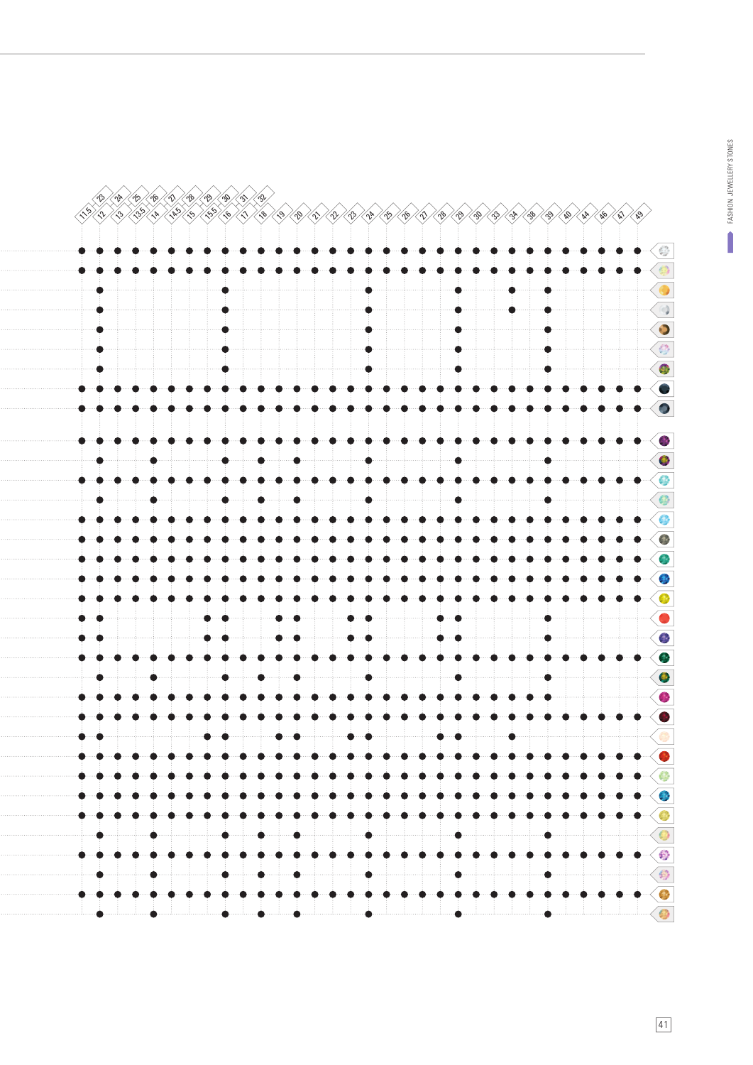FASHION JEWELLERY STONES

| | 23 | 24 | 25 | 26 | 27 | 28 | 29 | 30 | 31 | 32 | | | | | | | | | | | | | | | | | | | | | | |
|---|---|---|---|---|---|---|---|---|---|---|---|---|---|---|---|---|---|---|---|---|---|---|---|---|---|---|---|---|---|---|---|---|
| | 11.5 | 12 | 13 | 13.5 | 14 | 14.5 | 15 | 15.5 | 16 | 17 | 18 | 19 | 20 | 21 | 22 | 23 | 24 | 25 | 26 | 27 | 28 | 29 | 30 | 33 | 34 | 38 | 39 | 40 | 44 | 46 | 47 | 49 |
| | ● | ● | ● | ● | ● | ● | ● | ● | ● | ● | ● | ● | ● | ● | ● | ● | ● | ● | ● | ● | ● | ● | ● | ● | ● | ● | ● | ● | ● | ● | ● | ● |
| | ● | ● | ● | ● | ● | ● | ● | ● | ● | ● | ● | ● | ● | ● | ● | ● | ● | ● | ● | ● | ● | ● | ● | ● | ● | ● | ● | ● | ● | ● | ● | ● |
| | | ● | | | | | | | ● | | | | | | | | ● | | | | | ● | | | ● | | ● | | | | | |
| | | ● | | | | | | | ● | | | | | | | | ● | | | | | ● | | | ● | | ● | | | | | |
| | | ● | | | | | | | ● | | | | | | | | ● | | | | | ● | | | | | ● | | | | | |
| | | ● | | | | | | | ● | | | | | | | | ● | | | | | ● | | | | | ● | | | | | |
| | | ● | | | | | | | ● | | | | | | | | ● | | | | | ● | | | | | ● | | | | | |
| | ● | ● | ● | ● | ● | ● | ● | ● | ● | ● | ● | ● | ● | ● | ● | ● | ● | ● | ● | ● | ● | ● | ● | ● | ● | ● | ● | ● | ● | ● | ● | ● |
| | ● | ● | ● | ● | ● | ● | ● | ● | ● | ● | ● | ● | ● | ● | ● | ● | ● | ● | ● | ● | ● | ● | ● | ● | ● | ● | ● | ● | ● | ● | ● | ● |
| | ● | ● | ● | ● | ● | ● | ● | ● | ● | ● | ● | ● | ● | ● | ● | ● | ● | ● | ● | ● | ● | ● | ● | ● | ● | ● | ● | ● | ● | ● | ● | ● |
| | | ● | | | ● | | | | ● | | ● | | ● | | | | ● | | | | | ● | | | | | ● | | | | | |
| | ● | ● | ● | ● | ● | ● | ● | ● | ● | ● | ● | ● | ● | ● | ● | ● | ● | ● | ● | ● | ● | ● | ● | ● | ● | ● | ● | ● | ● | ● | ● | ● |
| | | ● | | | ● | | | | ● | | ● | | ● | | | | ● | | | | | ● | | | | | ● | | | | | |
| | ● | ● | ● | ● | ● | ● | ● | ● | ● | ● | ● | ● | ● | ● | ● | ● | ● | ● | ● | ● | ● | ● | ● | ● | ● | ● | ● | ● | ● | ● | ● | ● |
| | ● | ● | ● | ● | ● | ● | ● | ● | ● | ● | ● | ● | ● | ● | ● | ● | ● | ● | ● | ● | ● | ● | ● | ● | ● | ● | ● | ● | ● | ● | ● | ● |
| | ● | ● | ● | ● | ● | ● | ● | ● | ● | ● | ● | ● | ● | ● | ● | ● | ● | ● | ● | ● | ● | ● | ● | ● | ● | ● | ● | ● | ● | ● | ● | ● |
| | ● | ● | ● | ● | ● | ● | ● | ● | ● | ● | ● | ● | ● | ● | ● | ● | ● | ● | ● | ● | ● | ● | ● | ● | ● | ● | ● | ● | ● | ● | ● | ● |
| | ● | ● | ● | ● | ● | ● | ● | ● | ● | ● | ● | ● | ● | ● | ● | ● | ● | ● | ● | ● | ● | ● | ● | ● | ● | ● | ● | ● | ● | ● | ● | ● |
| | ● | ● | | | | | | ● | ● | | | ● | ● | | | ● | ● | | | | ● | ● | | | | | ● | | | | | |
| | ● | ● | | | | | | ● | ● | | | ● | ● | | | ● | ● | | | | ● | ● | | | | | ● | | | | | |
| | ● | ● | ● | ● | ● | ● | ● | ● | ● | ● | ● | ● | ● | ● | ● | ● | ● | ● | ● | ● | ● | ● | ● | ● | ● | ● | ● | ● | ● | ● | ● | ● |
| | | ● | | | ● | | | | ● | | ● | | ● | | | | ● | | | | | ● | | | | | ● | | | | | |
| | ● | ● | ● | ● | ● | ● | ● | ● | ● | ● | ● | ● | ● | ● | ● | ● | ● | ● | ● | ● | ● | ● | ● | ● | ● | ● | ● | | | | | |
| | ● | ● | ● | ● | ● | ● | ● | ● | ● | ● | ● | ● | ● | ● | ● | ● | ● | ● | ● | ● | ● | ● | ● | ● | ● | ● | ● | ● | ● | ● | ● | ● |
| | ● | ● | | | | | | ● | ● | | | ● | ● | | | ● | ● | | | | ● | ● | | | ● | | | | | | | |
| | ● | ● | ● | ● | ● | ● | ● | ● | ● | ● | ● | ● | ● | ● | ● | ● | ● | ● | ● | ● | ● | ● | ● | ● | ● | ● | ● | ● | ● | ● | ● | ● |
| | ● | ● | ● | ● | ● | ● | ● | ● | ● | ● | ● | ● | ● | ● | ● | ● | ● | ● | ● | ● | ● | ● | ● | ● | ● | ● | ● | ● | ● | ● | ● | ● |
| | ● | ● | ● | ● | ● | ● | ● | ● | ● | ● | ● | ● | ● | ● | ● | ● | ● | ● | ● | ● | ● | ● | ● | ● | ● | ● | ● | ● | ● | ● | ● | ● |
| | ● | ● | ● | ● | ● | ● | ● | ● | ● | ● | ● | ● | ● | ● | ● | ● | ● | ● | ● | ● | ● | ● | ● | ● | ● | ● | ● | ● | ● | ● | ● | ● |
| | | ● | | | ● | | | | ● | | ● | | ● | | | | ● | | | | | ● | | | | | ● | | | | | |
| | ● | ● | ● | ● | ● | ● | ● | ● | ● | ● | ● | ● | ● | ● | ● | ● | ● | ● | ● | ● | ● | ● | ● | ● | ● | ● | ● | ● | ● | ● | ● | ● |
| | | ● | | | ● | | | | ● | | ● | | ● | | | | ● | | | | | ● | | | | | ● | | | | | |
| | ● | ● | ● | ● | ● | ● | ● | ● | ● | ● | ● | ● | ● | ● | ● | ● | ● | ● | ● | ● | ● | ● | ● | ● | ● | ● | ● | ● | ● | ● | ● | ● |
| | | ● | | | ● | | | | ● | | ● | | ● | | | | ● | | | | | ● | | | | | ● | | | | | |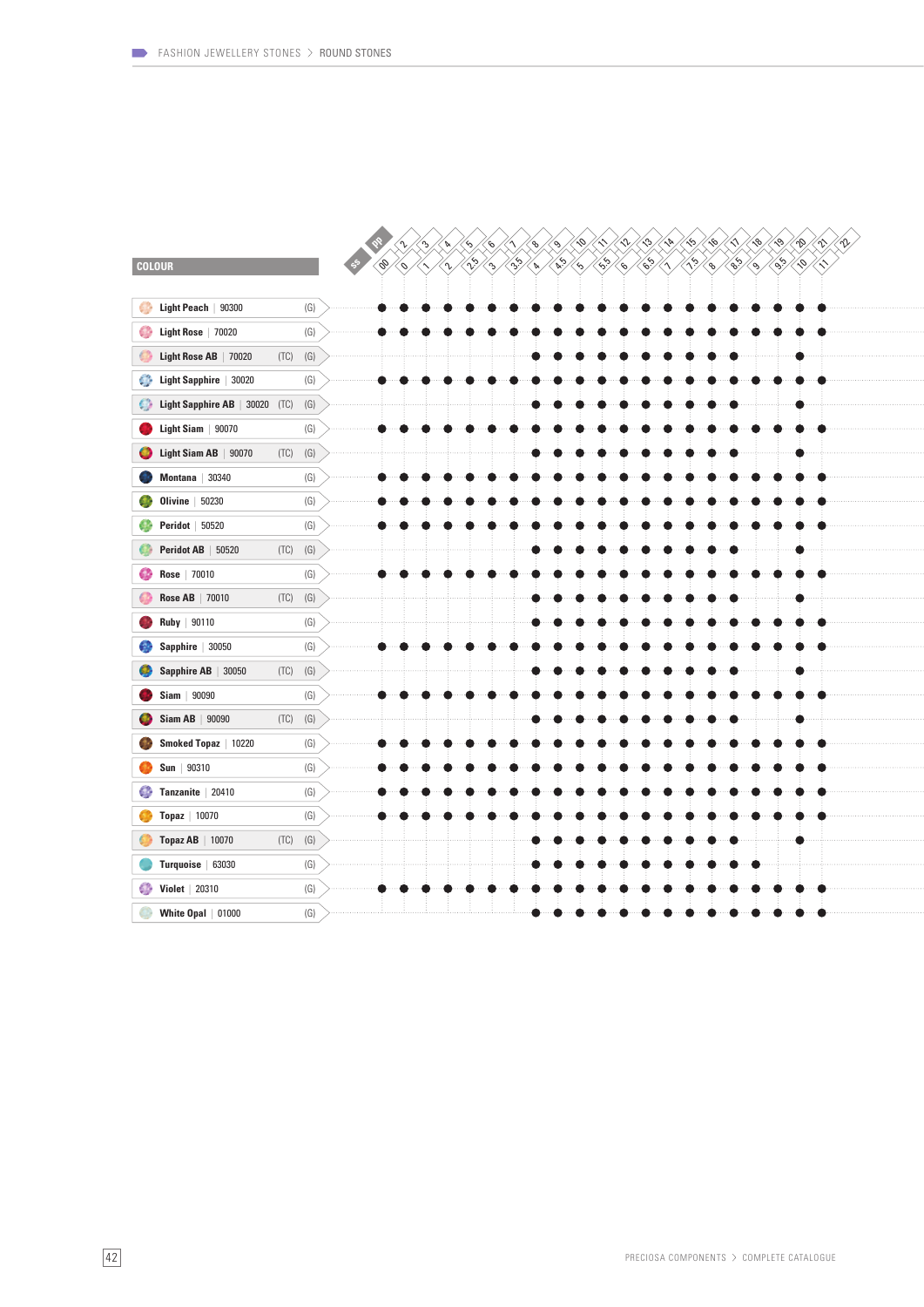| COLOUR | | | ss 2 / pp 00 | ss 3 / pp 0 | ss 4 / pp 1 | ss 5 / pp 2 | ss 6 / pp 2.5 | ss 7 / pp 3 | ss 8 / pp 3.5 | ss 9 / pp 4 | ss 10 / pp 4.5 | ss 11 / pp 5 | ss 12 / pp 5.5 | ss 13 / pp 6 | ss 14 / pp 6.5 | ss 15 / pp 7 | ss 16 / pp 7.5 | ss 17 / pp 8 | ss 18 / pp 8.5 | ss 19 / pp 9 | ss 20 / pp 9.5 | ss 21 / pp 10 | ss 22 / pp 11 |
|---|---|---|---|---|---|---|---|---|---|---|---|---|---|---|---|---|---|---|---|---|---|---|---|
| **Light Peach** \| 90300 | | (G) | ● | ● | ● | ● | ● | ● | ● | ● | ● | ● | ● | ● | ● | ● | ● | ● | ● | ● | ● | ● | ● |
| **Light Rose** \| 70020 | | (G) | ● | ● | ● | ● | ● | ● | ● | ● | ● | ● | ● | ● | ● | ● | ● | ● | ● | ● | ● | ● | ● |
| **Light Rose AB** \| 70020 | (TC) | (G) | | | | | | | | ● | ● | ● | ● | ● | ● | ● | ● | ● | ● | | | ● | |
| **Light Sapphire** \| 30020 | | (G) | ● | ● | ● | ● | ● | ● | ● | ● | ● | ● | ● | ● | ● | ● | ● | ● | ● | ● | ● | ● | ● |
| **Light Sapphire AB** \| 30020 | (TC) | (G) | | | | | | | | ● | ● | ● | ● | ● | ● | ● | ● | ● | ● | | | ● | |
| **Light Siam** \| 90070 | | (G) | ● | ● | ● | ● | ● | ● | ● | ● | ● | ● | ● | ● | ● | ● | ● | ● | ● | ● | ● | ● | ● |
| **Light Siam AB** \| 90070 | (TC) | (G) | | | | | | | | ● | ● | ● | ● | ● | ● | ● | ● | ● | ● | | | ● | |
| **Montana** \| 30340 | | (G) | ● | ● | ● | ● | ● | ● | ● | ● | ● | ● | ● | ● | ● | ● | ● | ● | ● | ● | ● | ● | ● |
| **Olivine** \| 50230 | | (G) | ● | ● | ● | ● | ● | ● | ● | ● | ● | ● | ● | ● | ● | ● | ● | ● | ● | ● | ● | ● | ● |
| **Peridot** \| 50520 | | (G) | ● | ● | ● | ● | ● | ● | ● | ● | ● | ● | ● | ● | ● | ● | ● | ● | ● | ● | ● | ● | ● |
| **Peridot AB** \| 50520 | (TC) | (G) | | | | | | | | ● | ● | ● | ● | ● | ● | ● | ● | ● | ● | | | ● | |
| **Rose** \| 70010 | | (G) | ● | ● | ● | ● | ● | ● | ● | ● | ● | ● | ● | ● | ● | ● | ● | ● | ● | ● | ● | ● | ● |
| **Rose AB** \| 70010 | (TC) | (G) | | | | | | | | ● | ● | ● | ● | ● | ● | ● | ● | ● | ● | | | ● | |
| **Ruby** \| 90110 | | (G) | | | | | | | | ● | ● | ● | ● | ● | ● | ● | ● | ● | ● | ● | ● | ● | ● |
| **Sapphire** \| 30050 | | (G) | ● | ● | ● | ● | ● | ● | ● | ● | ● | ● | ● | ● | ● | ● | ● | ● | ● | ● | ● | ● | ● |
| **Sapphire AB** \| 30050 | (TC) | (G) | | | | | | | | ● | ● | ● | ● | ● | ● | ● | ● | ● | ● | | | ● | |
| **Siam** \| 90090 | | (G) | ● | ● | ● | ● | ● | ● | ● | ● | ● | ● | ● | ● | ● | ● | ● | ● | ● | ● | ● | ● | ● |
| **Siam AB** \| 90090 | (TC) | (G) | | | | | | | | ● | ● | ● | ● | ● | ● | ● | ● | ● | ● | | | ● | |
| **Smoked Topaz** \| 10220 | | (G) | ● | ● | ● | ● | ● | ● | ● | ● | ● | ● | ● | ● | ● | ● | ● | ● | ● | ● | ● | ● | ● |
| **Sun** \| 90310 | | (G) | ● | ● | ● | ● | ● | ● | ● | ● | ● | ● | ● | ● | ● | ● | ● | ● | ● | ● | ● | ● | ● |
| **Tanzanite** \| 20410 | | (G) | ● | ● | ● | ● | ● | ● | ● | ● | ● | ● | ● | ● | ● | ● | ● | ● | ● | ● | ● | ● | ● |
| **Topaz** \| 10070 | | (G) | ● | ● | ● | ● | ● | ● | ● | ● | ● | ● | ● | ● | ● | ● | ● | ● | ● | ● | ● | ● | ● |
| **Topaz AB** \| 10070 | (TC) | (G) | | | | | | | | ● | ● | ● | ● | ● | ● | ● | ● | ● | ● | | | ● | |
| **Turquoise** \| 63030 | | (G) | | | | | | | | ● | ● | ● | ● | ● | ● | ● | ● | ● | ● | ● | | | |
| **Violet** \| 20310 | | (G) | ● | ● | ● | ● | ● | ● | ● | ● | ● | ● | ● | ● | ● | ● | ● | ● | ● | ● | ● | ● | ● |
| **White Opal** \| 01000 | | (G) | | | | | | | | ● | ● | ● | ● | ● | ● | ● | ● | ● | ● | ● | ● | ● | ● |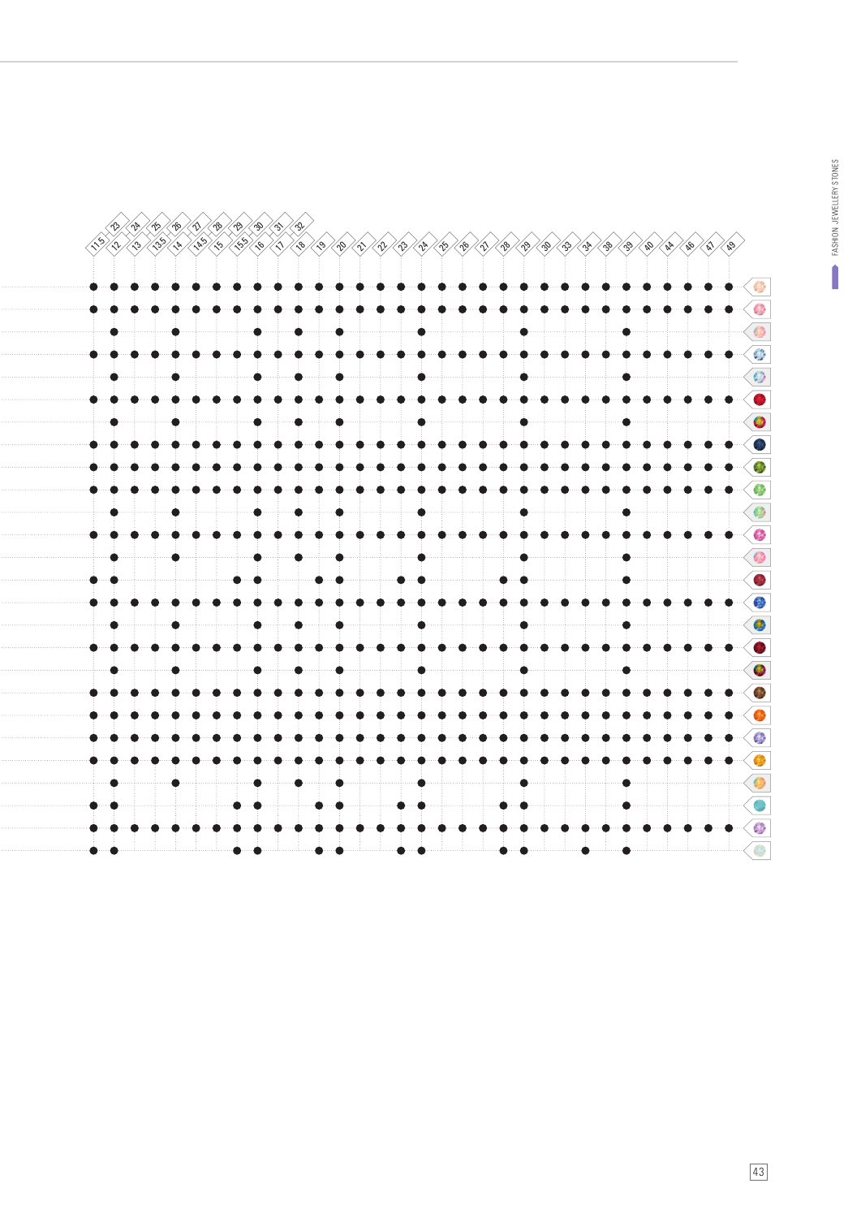| | 11.5 | 12 | 13 | 13.5 | 14 | 14.5 | 15 | 15.5 | 16 | 17 | 18 | 19 | 20 | 21 | 22 | 23 | 24 | 25 | 26 | 27 | 28 | 29 | 30 | 33 | 34 | 38 | 39 | 40 | 44 | 46 | 47 | 49 |
|---|---|---|---|---|---|---|---|---|---|---|---|---|---|---|---|---|---|---|---|---|---|---|---|---|---|---|---|---|---|---|---|---|
| | | 23 | 24 | 25 | 26 | 27 | 28 | 29 | 30 | 31 | 32 | | | | | | | | | | | | | | | | | | | | | |
| | ● | ● | ● | ● | ● | ● | ● | ● | ● | ● | ● | ● | ● | ● | ● | ● | ● | ● | ● | ● | ● | ● | ● | ● | ● | ● | ● | ● | ● | ● | ● | ● |
| | ● | ● | ● | ● | ● | ● | ● | ● | ● | ● | ● | ● | ● | ● | ● | ● | ● | ● | ● | ● | ● | ● | ● | ● | ● | ● | ● | ● | ● | ● | ● | ● |
| | | ● | | | ● | | | | ● | | ● | | ● | | | | ● | | | | | ● | | | | | ● | | | | | |
| | ● | ● | ● | ● | ● | ● | ● | ● | ● | ● | ● | ● | ● | ● | ● | ● | ● | ● | ● | ● | ● | ● | ● | ● | ● | ● | ● | ● | ● | ● | ● | ● |
| | | ● | | | ● | | | | ● | | ● | | ● | | | | ● | | | | | ● | | | | | ● | | | | | |
| | ● | ● | ● | ● | ● | ● | ● | ● | ● | ● | ● | ● | ● | ● | ● | ● | ● | ● | ● | ● | ● | ● | ● | ● | ● | ● | ● | ● | ● | ● | ● | ● |
| | | ● | | | ● | | | | ● | | ● | | ● | | | | ● | | | | | ● | | | | | ● | | | | | |
| | ● | ● | ● | ● | ● | ● | ● | ● | ● | ● | ● | ● | ● | ● | ● | ● | ● | ● | ● | ● | ● | ● | ● | ● | ● | ● | ● | ● | ● | ● | ● | ● |
| | ● | ● | ● | ● | ● | ● | ● | ● | ● | ● | ● | ● | ● | ● | ● | ● | ● | ● | ● | ● | ● | ● | ● | ● | ● | ● | ● | ● | ● | ● | ● | ● |
| | ● | ● | ● | ● | ● | ● | ● | ● | ● | ● | ● | ● | ● | ● | ● | ● | ● | ● | ● | ● | ● | ● | ● | ● | ● | ● | ● | ● | ● | ● | ● | ● |
| | | ● | | | ● | | | | ● | | ● | | ● | | | | ● | | | | | ● | | | | | ● | | | | | |
| | ● | ● | ● | ● | ● | ● | ● | ● | ● | ● | ● | ● | ● | ● | ● | ● | ● | ● | ● | ● | ● | ● | ● | ● | ● | ● | ● | ● | ● | ● | ● | ● |
| | | ● | | | ● | | | | ● | | ● | | ● | | | | ● | | | | | ● | | | | | ● | | | | | |
| | ● | ● | | | | | | ● | ● | | | ● | ● | | | ● | ● | | | | ● | ● | | | | | ● | | | | | |
| | ● | ● | ● | ● | ● | ● | ● | ● | ● | ● | ● | ● | ● | ● | ● | ● | ● | ● | ● | ● | ● | ● | ● | ● | ● | ● | ● | ● | ● | ● | ● | ● |
| | | ● | | | ● | | | | ● | | ● | | ● | | | | ● | | | | | ● | | | | | ● | | | | | |
| | ● | ● | ● | ● | ● | ● | ● | ● | ● | ● | ● | ● | ● | ● | ● | ● | ● | ● | ● | ● | ● | ● | ● | ● | ● | ● | ● | ● | ● | ● | ● | ● |
| | | ● | | | ● | | | | ● | | ● | | ● | | | | ● | | | | | ● | | | | | ● | | | | | |
| | ● | ● | ● | ● | ● | ● | ● | ● | ● | ● | ● | ● | ● | ● | ● | ● | ● | ● | ● | ● | ● | ● | ● | ● | ● | ● | ● | ● | ● | ● | ● | ● |
| | ● | ● | ● | ● | ● | ● | ● | ● | ● | ● | ● | ● | ● | ● | ● | ● | ● | ● | ● | ● | ● | ● | ● | ● | ● | ● | ● | ● | ● | ● | ● | ● |
| | ● | ● | ● | ● | ● | ● | ● | ● | ● | ● | ● | ● | ● | ● | ● | ● | ● | ● | ● | ● | ● | ● | ● | ● | ● | ● | ● | ● | ● | ● | ● | ● |
| | ● | ● | ● | ● | ● | ● | ● | ● | ● | ● | ● | ● | ● | ● | ● | ● | ● | ● | ● | ● | ● | ● | ● | ● | ● | ● | ● | ● | ● | ● | ● | ● |
| | | ● | | | ● | | | | ● | | ● | | ● | | | | ● | | | | | ● | | | | | ● | | | | | |
| | ● | ● | | | | | | ● | ● | | | ● | ● | | | ● | ● | | | | ● | ● | | | | | ● | | | | | |
| | ● | ● | ● | ● | ● | ● | ● | ● | ● | ● | ● | ● | ● | ● | ● | ● | ● | ● | ● | ● | ● | ● | ● | ● | ● | ● | ● | ● | ● | ● | ● | ● |
| | ● | ● | | | | | | ● | ● | | | ● | ● | | | ● | ● | | | | ● | ● | | | ● | | ● | | | | | |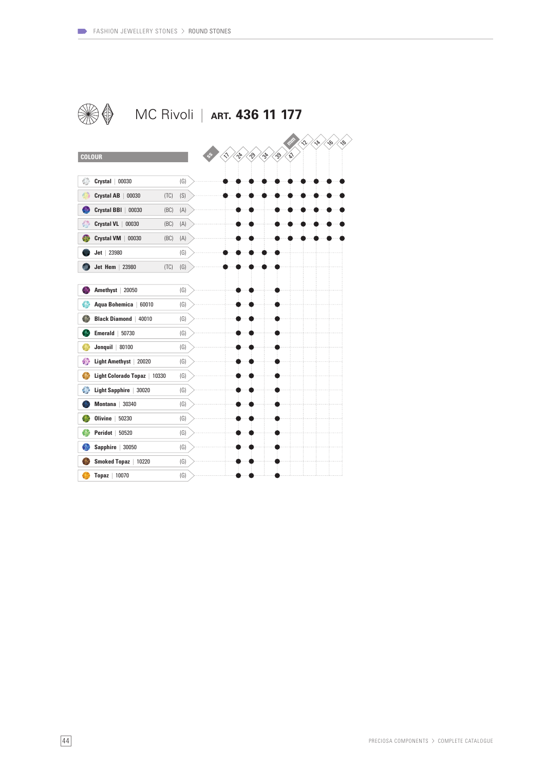FASHION JEWELLERY STONES > ROUND STONES

# MC Rivoli | ART. 436 11 177

| COLOUR | | | ss 17 | ss 24 | ss 29 | ss 34 | ss 39 | ss 47 | mm 12 | mm 14 | mm 16 | mm 18 |
|---|---|---|---|---|---|---|---|---|---|---|---|---|
| Crystal \| 00030 | | (G) | ● | ● | ● | ● | ● | ● | ● | ● | ● | ● |
| Crystal AB \| 00030 | (TC) | (S) | ● | ● | ● | ● | ● | ● | ● | ● | ● | ● |
| Crystal BBI \| 00030 | (BC) | (A) | | ● | ● | | ● | ● | ● | ● | ● | ● |
| Crystal VL \| 00030 | (BC) | (A) | | ● | ● | | ● | ● | ● | ● | ● | ● |
| Crystal VM \| 00030 | (BC) | (A) | | ● | ● | | ● | ● | ● | ● | ● | ● |
| Jet \| 23980 | | (G) | ● | ● | ● | ● | ● | | | | | |
| Jet Hem \| 23980 | (TC) | (G) | ● | ● | ● | ● | ● | | | | | |
| Amethyst \| 20050 | | (G) | | ● | ● | | ● | | | | | |
| Aqua Bohemica \| 60010 | | (G) | | ● | ● | | ● | | | | | |
| Black Diamond \| 40010 | | (G) | | ● | ● | | ● | | | | | |
| Emerald \| 50730 | | (G) | | ● | ● | | ● | | | | | |
| Jonquil \| 80100 | | (G) | | ● | ● | | ● | | | | | |
| Light Amethyst \| 20020 | | (G) | | ● | ● | | ● | | | | | |
| Light Colorado Topaz \| 10330 | | (G) | | ● | ● | | ● | | | | | |
| Light Sapphire \| 30020 | | (G) | | ● | ● | | ● | | | | | |
| Montana \| 30340 | | (G) | | ● | ● | | ● | | | | | |
| Olivine \| 50230 | | (G) | | ● | ● | | ● | | | | | |
| Peridot \| 50520 | | (G) | | ● | ● | | ● | | | | | |
| Sapphire \| 30050 | | (G) | | ● | ● | | ● | | | | | |
| Smoked Topaz \| 10220 | | (G) | | ● | ● | | ● | | | | | |
| Topaz \| 10070 | | (G) | | ● | ● | | ● | | | | | |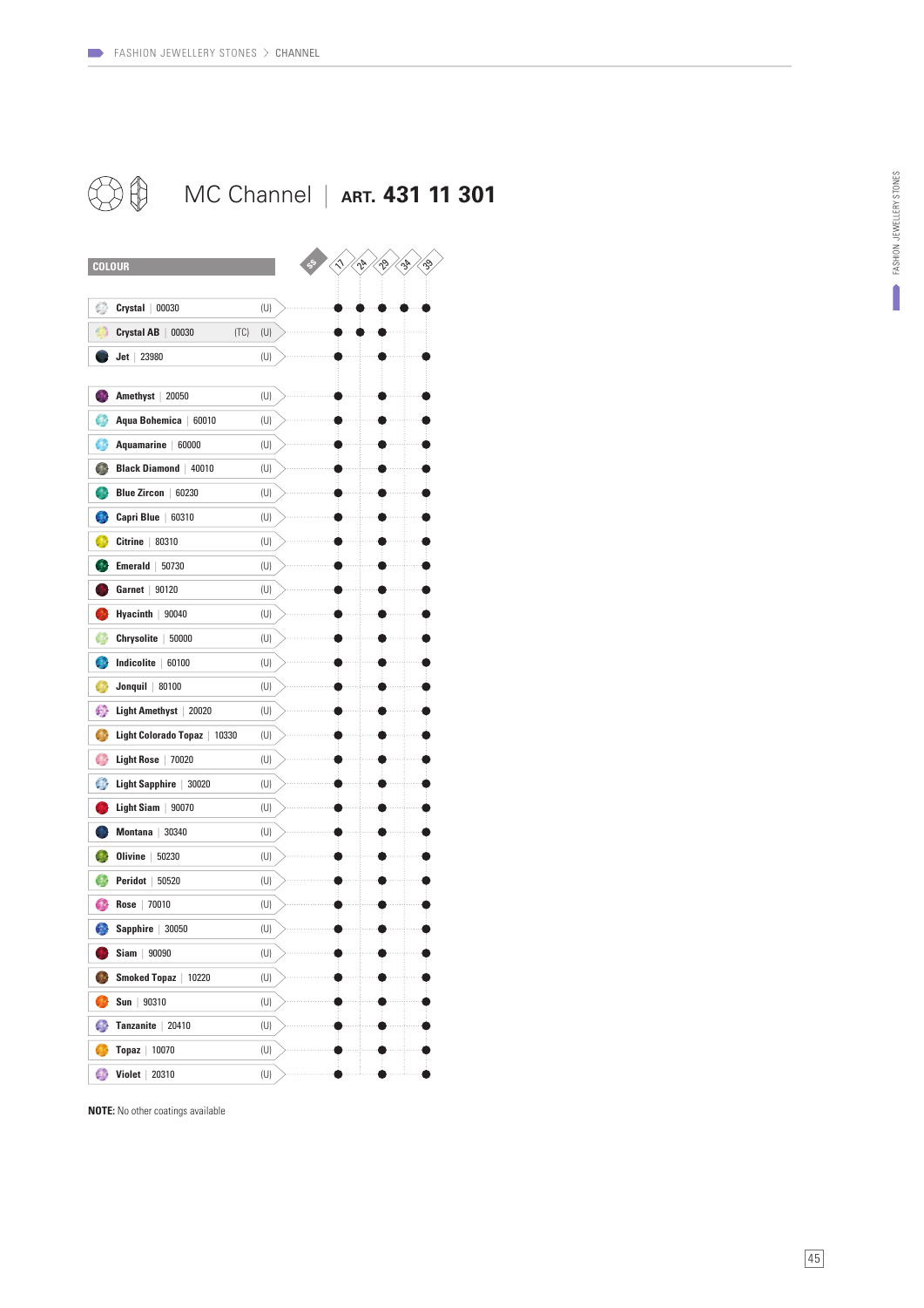# MC Channel | ART. 431 11 301

| COLOUR | | SS 17 | 24 | 29 | 34 | 39 |
|---|---|---|---|---|---|---|
| Crystal \| 00030 | (U) | ● | ● | ● | ● | ● |
| Crystal AB \| 00030 | (TC) (U) | ● | ● | ● | | |
| Jet \| 23980 | (U) | ● | | ● | | ● |
| Amethyst \| 20050 | (U) | ● | | ● | | ● |
| Aqua Bohemica \| 60010 | (U) | ● | | ● | | ● |
| Aquamarine \| 60000 | (U) | ● | | ● | | ● |
| Black Diamond \| 40010 | (U) | ● | | ● | | ● |
| Blue Zircon \| 60230 | (U) | ● | | ● | | ● |
| Capri Blue \| 60310 | (U) | ● | | ● | | ● |
| Citrine \| 80310 | (U) | ● | | ● | | ● |
| Emerald \| 50730 | (U) | ● | | ● | | ● |
| Garnet \| 90120 | (U) | ● | | ● | | ● |
| Hyacinth \| 90040 | (U) | ● | | ● | | ● |
| Chrysolite \| 50000 | (U) | ● | | ● | | ● |
| Indicolite \| 60100 | (U) | ● | | ● | | ● |
| Jonquil \| 80100 | (U) | ● | | ● | | ● |
| Light Amethyst \| 20020 | (U) | ● | | ● | | ● |
| Light Colorado Topaz \| 10330 | (U) | ● | | ● | | ● |
| Light Rose \| 70020 | (U) | ● | | ● | | ● |
| Light Sapphire \| 30020 | (U) | ● | | ● | | ● |
| Light Siam \| 90070 | (U) | ● | | ● | | ● |
| Montana \| 30340 | (U) | ● | | ● | | ● |
| Olivine \| 50230 | (U) | ● | | ● | | ● |
| Peridot \| 50520 | (U) | ● | | ● | | ● |
| Rose \| 70010 | (U) | ● | | ● | | ● |
| Sapphire \| 30050 | (U) | ● | | ● | | ● |
| Siam \| 90090 | (U) | ● | | ● | | ● |
| Smoked Topaz \| 10220 | (U) | ● | | ● | | ● |
| Sun \| 90310 | (U) | ● | | ● | | ● |
| Tanzanite \| 20410 | (U) | ● | | ● | | ● |
| Topaz \| 10070 | (U) | ● | | ● | | ● |
| Violet \| 20310 | (U) | ● | | ● | | ● |

**NOTE:** No other coatings available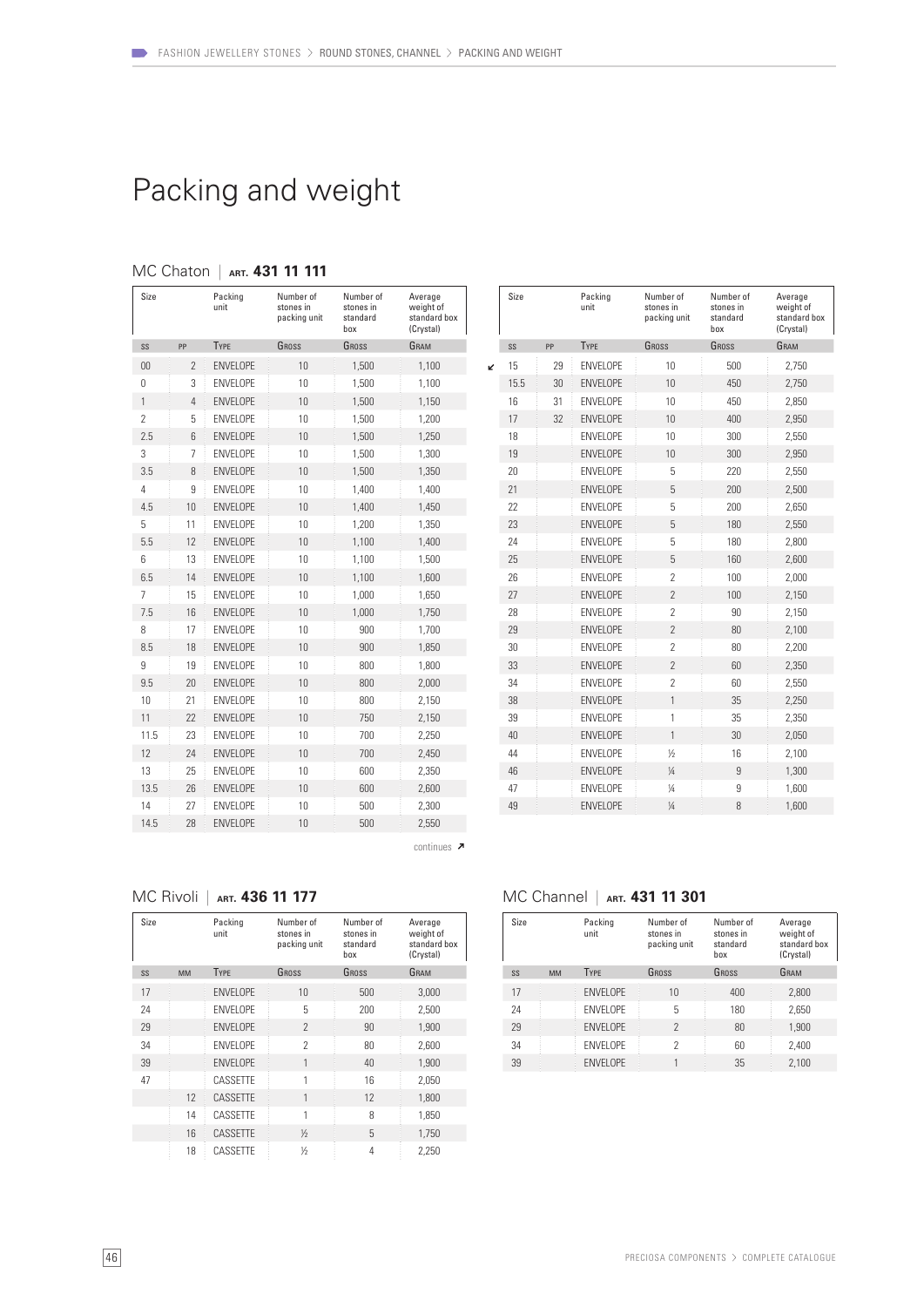# Packing and weight

## MC Chaton | ART. 431 11 111

| Size | | Packing unit | Number of stones in packing unit | Number of stones in standard box | Average weight of standard box (Crystal) |
|---|---|---|---|---|---|
| SS | PP | TYPE | GROSS | GROSS | GRAM |
| 00 | 2 | ENVELOPE | 10 | 1,500 | 1,100 |
| 0 | 3 | ENVELOPE | 10 | 1,500 | 1,100 |
| 1 | 4 | ENVELOPE | 10 | 1,500 | 1,150 |
| 2 | 5 | ENVELOPE | 10 | 1,500 | 1,200 |
| 2.5 | 6 | ENVELOPE | 10 | 1,500 | 1,250 |
| 3 | 7 | ENVELOPE | 10 | 1,500 | 1,300 |
| 3.5 | 8 | ENVELOPE | 10 | 1,500 | 1,350 |
| 4 | 9 | ENVELOPE | 10 | 1,400 | 1,400 |
| 4.5 | 10 | ENVELOPE | 10 | 1,400 | 1,450 |
| 5 | 11 | ENVELOPE | 10 | 1,200 | 1,350 |
| 5.5 | 12 | ENVELOPE | 10 | 1,100 | 1,400 |
| 6 | 13 | ENVELOPE | 10 | 1,100 | 1,500 |
| 6.5 | 14 | ENVELOPE | 10 | 1,100 | 1,600 |
| 7 | 15 | ENVELOPE | 10 | 1,000 | 1,650 |
| 7.5 | 16 | ENVELOPE | 10 | 1,000 | 1,750 |
| 8 | 17 | ENVELOPE | 10 | 900 | 1,700 |
| 8.5 | 18 | ENVELOPE | 10 | 900 | 1,850 |
| 9 | 19 | ENVELOPE | 10 | 800 | 1,800 |
| 9.5 | 20 | ENVELOPE | 10 | 800 | 2,000 |
| 10 | 21 | ENVELOPE | 10 | 800 | 2,150 |
| 11 | 22 | ENVELOPE | 10 | 750 | 2,150 |
| 11.5 | 23 | ENVELOPE | 10 | 700 | 2,250 |
| 12 | 24 | ENVELOPE | 10 | 700 | 2,450 |
| 13 | 25 | ENVELOPE | 10 | 600 | 2,350 |
| 13.5 | 26 | ENVELOPE | 10 | 600 | 2,600 |
| 14 | 27 | ENVELOPE | 10 | 500 | 2,300 |
| 14.5 | 28 | ENVELOPE | 10 | 500 | 2,550 |
| 15 | 29 | ENVELOPE | 10 | 500 | 2,750 |
| 15.5 | 30 | ENVELOPE | 10 | 450 | 2,750 |
| 16 | 31 | ENVELOPE | 10 | 450 | 2,850 |
| 17 | 32 | ENVELOPE | 10 | 400 | 2,950 |
| 18 | | ENVELOPE | 10 | 300 | 2,550 |
| 19 | | ENVELOPE | 10 | 300 | 2,950 |
| 20 | | ENVELOPE | 5 | 220 | 2,550 |
| 21 | | ENVELOPE | 5 | 200 | 2,500 |
| 22 | | ENVELOPE | 5 | 200 | 2,650 |
| 23 | | ENVELOPE | 5 | 180 | 2,550 |
| 24 | | ENVELOPE | 5 | 180 | 2,800 |
| 25 | | ENVELOPE | 5 | 160 | 2,600 |
| 26 | | ENVELOPE | 2 | 100 | 2,000 |
| 27 | | ENVELOPE | 2 | 100 | 2,150 |
| 28 | | ENVELOPE | 2 | 90 | 2,150 |
| 29 | | ENVELOPE | 2 | 80 | 2,100 |
| 30 | | ENVELOPE | 2 | 80 | 2,200 |
| 33 | | ENVELOPE | 2 | 60 | 2,350 |
| 34 | | ENVELOPE | 2 | 60 | 2,550 |
| 38 | | ENVELOPE | 1 | 35 | 2,250 |
| 39 | | ENVELOPE | 1 | 35 | 2,350 |
| 40 | | ENVELOPE | 1 | 30 | 2,050 |
| 44 | | ENVELOPE | ½ | 16 | 2,100 |
| 46 | | ENVELOPE | ¼ | 9 | 1,300 |
| 47 | | ENVELOPE | ¼ | 9 | 1,600 |
| 49 | | ENVELOPE | ¼ | 8 | 1,600 |

## MC Rivoli | ART. 436 11 177

| Size | | Packing unit | Number of stones in packing unit | Number of stones in standard box | Average weight of standard box (Crystal) |
|---|---|---|---|---|---|
| SS | MM | TYPE | GROSS | GROSS | GRAM |
| 17 | | ENVELOPE | 10 | 500 | 3,000 |
| 24 | | ENVELOPE | 5 | 200 | 2,500 |
| 29 | | ENVELOPE | 2 | 90 | 1,900 |
| 34 | | ENVELOPE | 2 | 80 | 2,600 |
| 39 | | ENVELOPE | 1 | 40 | 1,900 |
| 47 | | CASSETTE | 1 | 16 | 2,050 |
| | 12 | CASSETTE | 1 | 12 | 1,800 |
| | 14 | CASSETTE | 1 | 8 | 1,850 |
| | 16 | CASSETTE | ½ | 5 | 1,750 |
| | 18 | CASSETTE | ½ | 4 | 2,250 |

## MC Channel | ART. 431 11 301

| Size | | Packing unit | Number of stones in packing unit | Number of stones in standard box | Average weight of standard box (Crystal) |
|---|---|---|---|---|---|
| SS | MM | TYPE | GROSS | GROSS | GRAM |
| 17 | | ENVELOPE | 10 | 400 | 2,800 |
| 24 | | ENVELOPE | 5 | 180 | 2,650 |
| 29 | | ENVELOPE | 2 | 80 | 1,900 |
| 34 | | ENVELOPE | 2 | 60 | 2,400 |
| 39 | | ENVELOPE | 1 | 35 | 2,100 |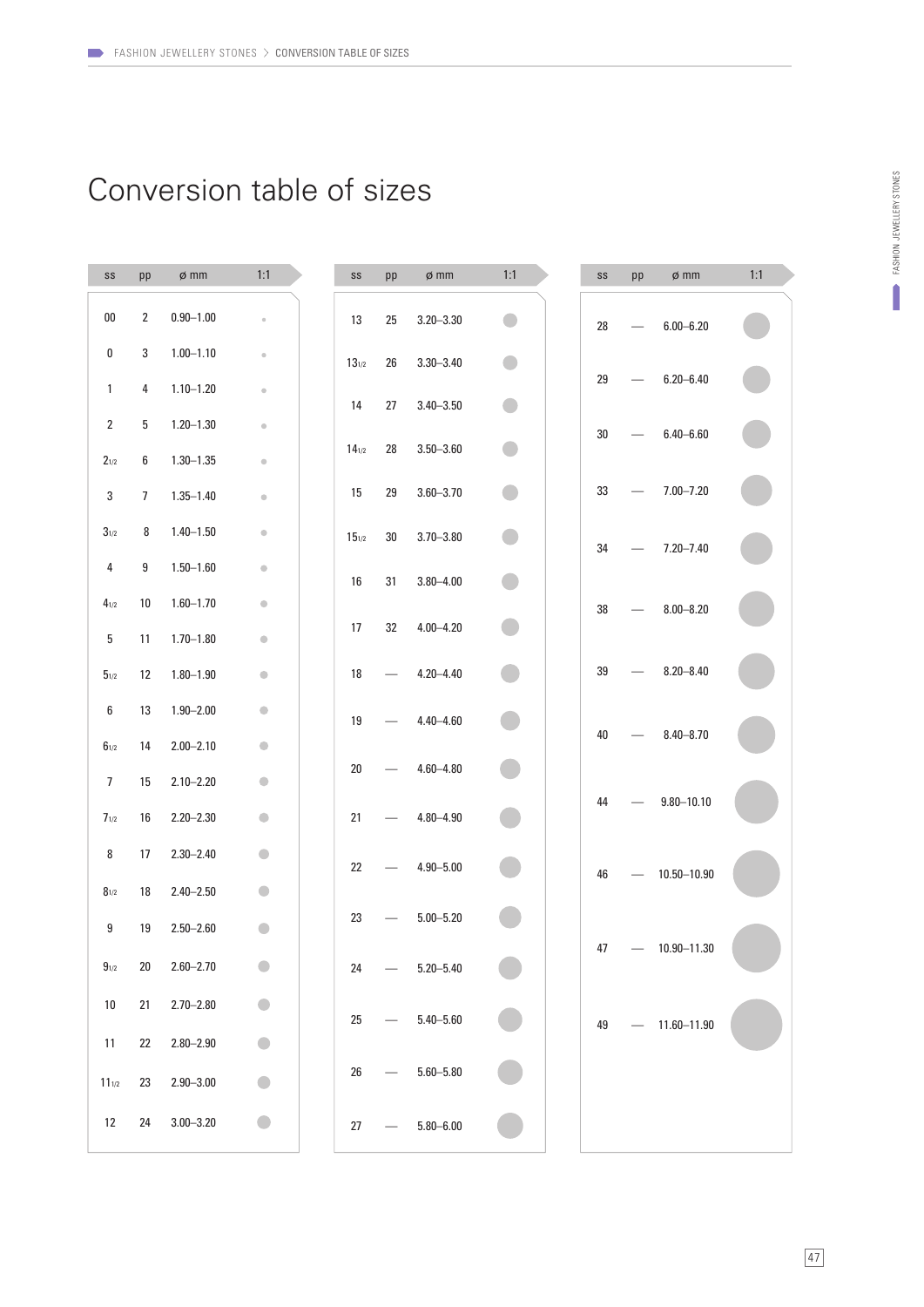# Conversion table of sizes

| ss | pp | ø mm | 1:1 |
|---|---|---|---|
| 00 | 2 | 0.90–1.00 | |
| 0 | 3 | 1.00–1.10 | |
| 1 | 4 | 1.10–1.20 | |
| 2 | 5 | 1.20–1.30 | |
| 2 1/2 | 6 | 1.30–1.35 | |
| 3 | 7 | 1.35–1.40 | |
| 3 1/2 | 8 | 1.40–1.50 | |
| 4 | 9 | 1.50–1.60 | |
| 4 1/2 | 10 | 1.60–1.70 | |
| 5 | 11 | 1.70–1.80 | |
| 5 1/2 | 12 | 1.80–1.90 | |
| 6 | 13 | 1.90–2.00 | |
| 6 1/2 | 14 | 2.00–2.10 | |
| 7 | 15 | 2.10–2.20 | |
| 7 1/2 | 16 | 2.20–2.30 | |
| 8 | 17 | 2.30–2.40 | |
| 8 1/2 | 18 | 2.40–2.50 | |
| 9 | 19 | 2.50–2.60 | |
| 9 1/2 | 20 | 2.60–2.70 | |
| 10 | 21 | 2.70–2.80 | |
| 11 | 22 | 2.80–2.90 | |
| 11 1/2 | 23 | 2.90–3.00 | |
| 12 | 24 | 3.00–3.20 | |
| 13 | 25 | 3.20–3.30 | |
| 13 1/2 | 26 | 3.30–3.40 | |
| 14 | 27 | 3.40–3.50 | |
| 14 1/2 | 28 | 3.50–3.60 | |
| 15 | 29 | 3.60–3.70 | |
| 15 1/2 | 30 | 3.70–3.80 | |
| 16 | 31 | 3.80–4.00 | |
| 17 | 32 | 4.00–4.20 | |
| 18 | — | 4.20–4.40 | |
| 19 | — | 4.40–4.60 | |
| 20 | — | 4.60–4.80 | |
| 21 | — | 4.80–4.90 | |
| 22 | — | 4.90–5.00 | |
| 23 | — | 5.00–5.20 | |
| 24 | — | 5.20–5.40 | |
| 25 | — | 5.40–5.60 | |
| 26 | — | 5.60–5.80 | |
| 27 | — | 5.80–6.00 | |
| 28 | — | 6.00–6.20 | |
| 29 | — | 6.20–6.40 | |
| 30 | — | 6.40–6.60 | |
| 33 | — | 7.00–7.20 | |
| 34 | — | 7.20–7.40 | |
| 38 | — | 8.00–8.20 | |
| 39 | — | 8.20–8.40 | |
| 40 | — | 8.40–8.70 | |
| 44 | — | 9.80–10.10 | |
| 46 | — | 10.50–10.90 | |
| 47 | — | 10.90–11.30 | |
| 49 | — | 11.60–11.90 | |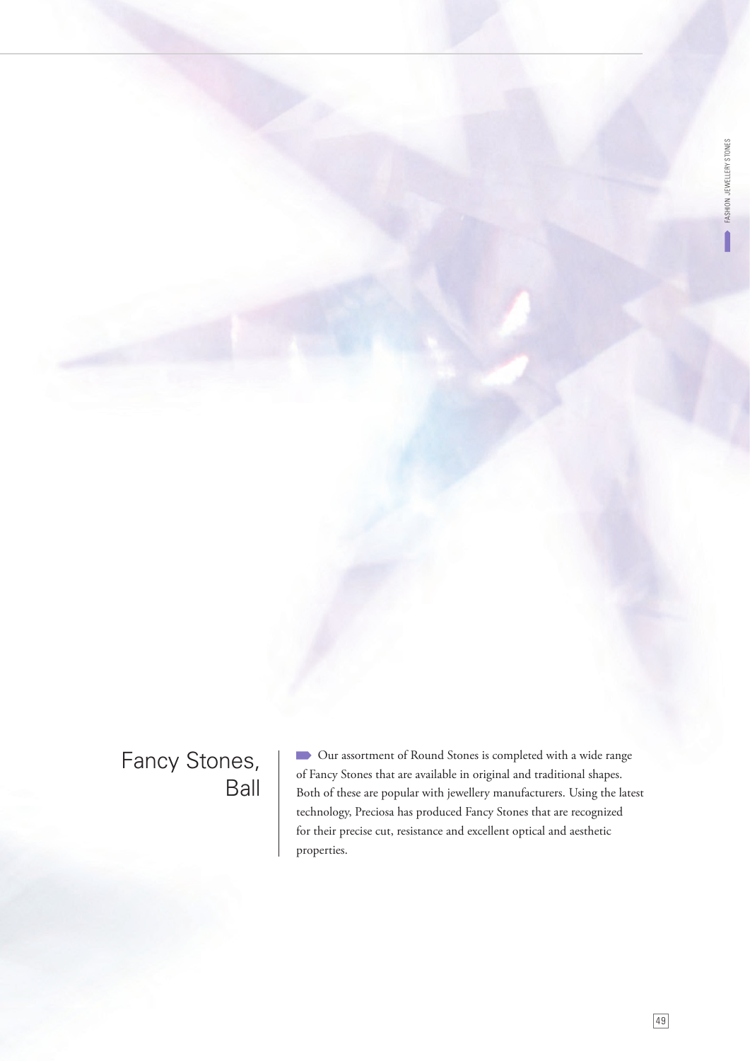# Fancy Stones, Ball

Our assortment of Round Stones is completed with a wide range of Fancy Stones that are available in original and traditional shapes. Both of these are popular with jewellery manufacturers. Using the latest technology, Preciosa has produced Fancy Stones that are recognized for their precise cut, resistance and excellent optical and aesthetic properties.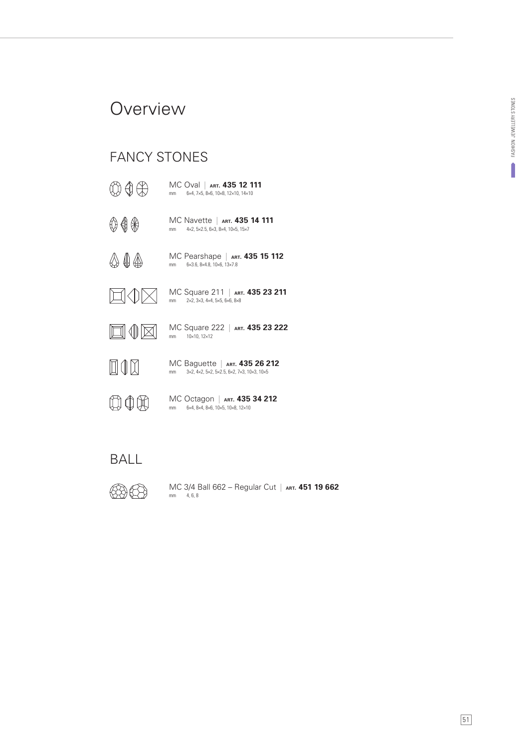# Overview

## FANCY STONES

MC Oval | **ART. 435 12 111**
mm 6×4, 7×5, 8×6, 10×8, 12×10, 14×10

MC Navette | **ART. 435 14 111**
mm 4×2, 5×2.5, 6×3, 8×4, 10×5, 15×7

MC Pearshape | **ART. 435 15 112**
mm 6×3.6, 8×4.8, 10×6, 13×7.8

MC Square 211 | **ART. 435 23 211**
mm 2×2, 3×3, 4×4, 5×5, 6×6, 8×8

MC Square 222 | **ART. 435 23 222**
mm 10×10, 12×12

MC Baguette | **ART. 435 26 212**
mm 3×2, 4×2, 5×2, 5×2.5, 6×2, 7×3, 10×3, 10×5

MC Octagon | **ART. 435 34 212**
mm 6×4, 8×4, 8×6, 10×5, 10×8, 12×10

## BALL

MC 3/4 Ball 662 – Regular Cut | **ART. 451 19 662**
mm 4, 6, 8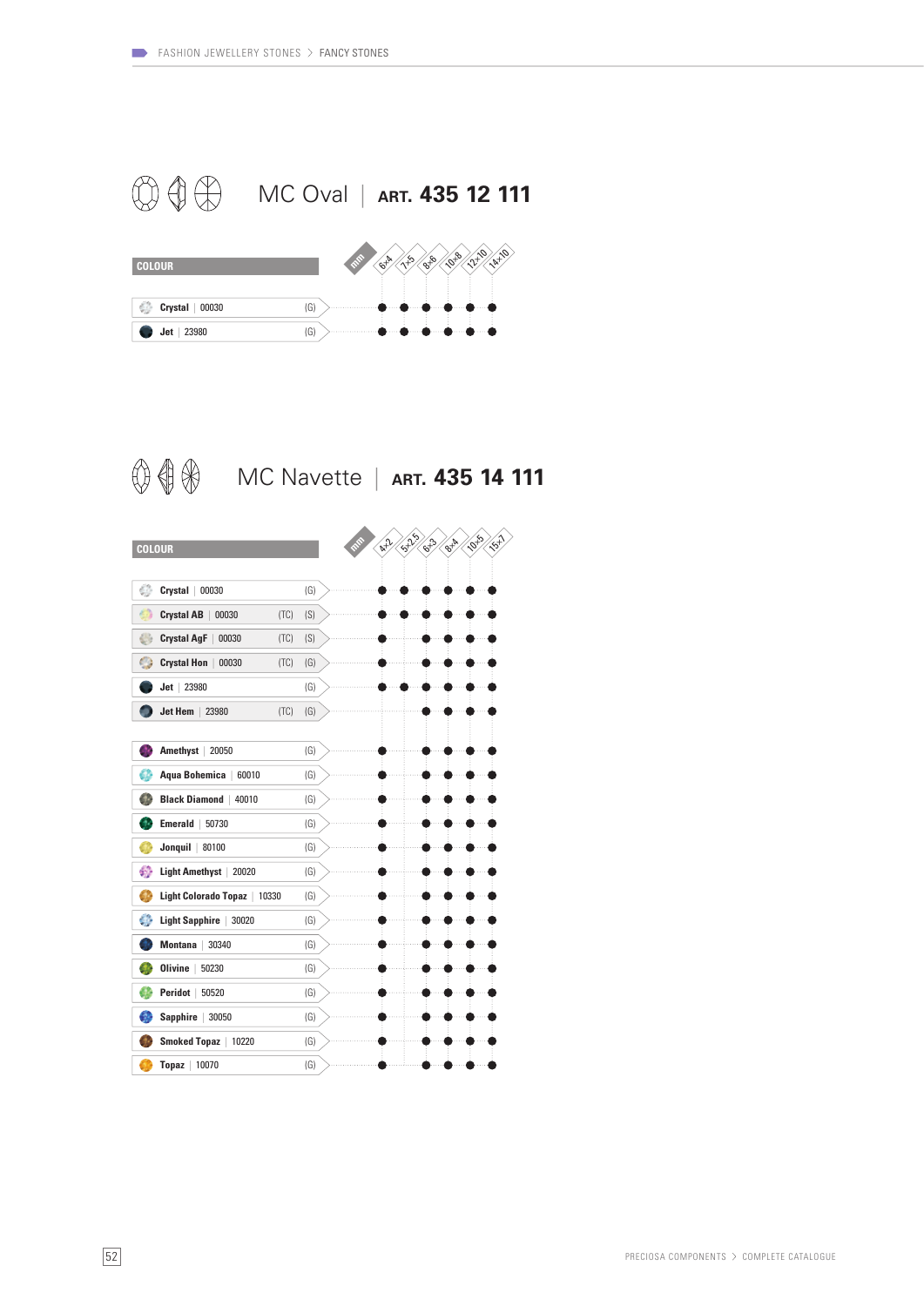# MC Oval | ART. 435 12 111

| COLOUR | | | 6×4 | 7×5 | 8×6 | 10×8 | 12×10 | 14×10 |
|---|---|---|---|---|---|---|---|---|
| Crystal \| 00030 | | (G) | ● | ● | ● | ● | ● | ● |
| Jet \| 23980 | | (G) | ● | ● | ● | ● | ● | ● |

# MC Navette | ART. 435 14 111

| COLOUR | | | 4×2 | 5×2.5 | 6×3 | 8×4 | 10×5 | 15×7 |
|---|---|---|---|---|---|---|---|---|
| Crystal \| 00030 | | (G) | ● | ● | ● | ● | ● | ● |
| Crystal AB \| 00030 | (TC) | (S) | ● | ● | ● | ● | ● | ● |
| Crystal AgF \| 00030 | (TC) | (S) | ● | | ● | ● | ● | ● |
| Crystal Hon \| 00030 | (TC) | (G) | ● | | ● | ● | ● | ● |
| Jet \| 23980 | | (G) | ● | ● | ● | ● | ● | ● |
| Jet Hem \| 23980 | (TC) | (G) | | | ● | ● | ● | ● |
| Amethyst \| 20050 | | (G) | ● | | ● | ● | ● | ● |
| Aqua Bohemica \| 60010 | | (G) | ● | | ● | ● | ● | ● |
| Black Diamond \| 40010 | | (G) | ● | | ● | ● | ● | ● |
| Emerald \| 50730 | | (G) | ● | | ● | ● | ● | ● |
| Jonquil \| 80100 | | (G) | ● | | ● | ● | ● | ● |
| Light Amethyst \| 20020 | | (G) | ● | | ● | ● | ● | ● |
| Light Colorado Topaz \| 10330 | | (G) | ● | | ● | ● | ● | ● |
| Light Sapphire \| 30020 | | (G) | ● | | ● | ● | ● | ● |
| Montana \| 30340 | | (G) | ● | | ● | ● | ● | ● |
| Olivine \| 50230 | | (G) | ● | | ● | ● | ● | ● |
| Peridot \| 50520 | | (G) | ● | | ● | ● | ● | ● |
| Sapphire \| 30050 | | (G) | ● | | ● | ● | ● | ● |
| Smoked Topaz \| 10220 | | (G) | ● | | ● | ● | ● | ● |
| Topaz \| 10070 | | (G) | ● | | ● | ● | ● | ● |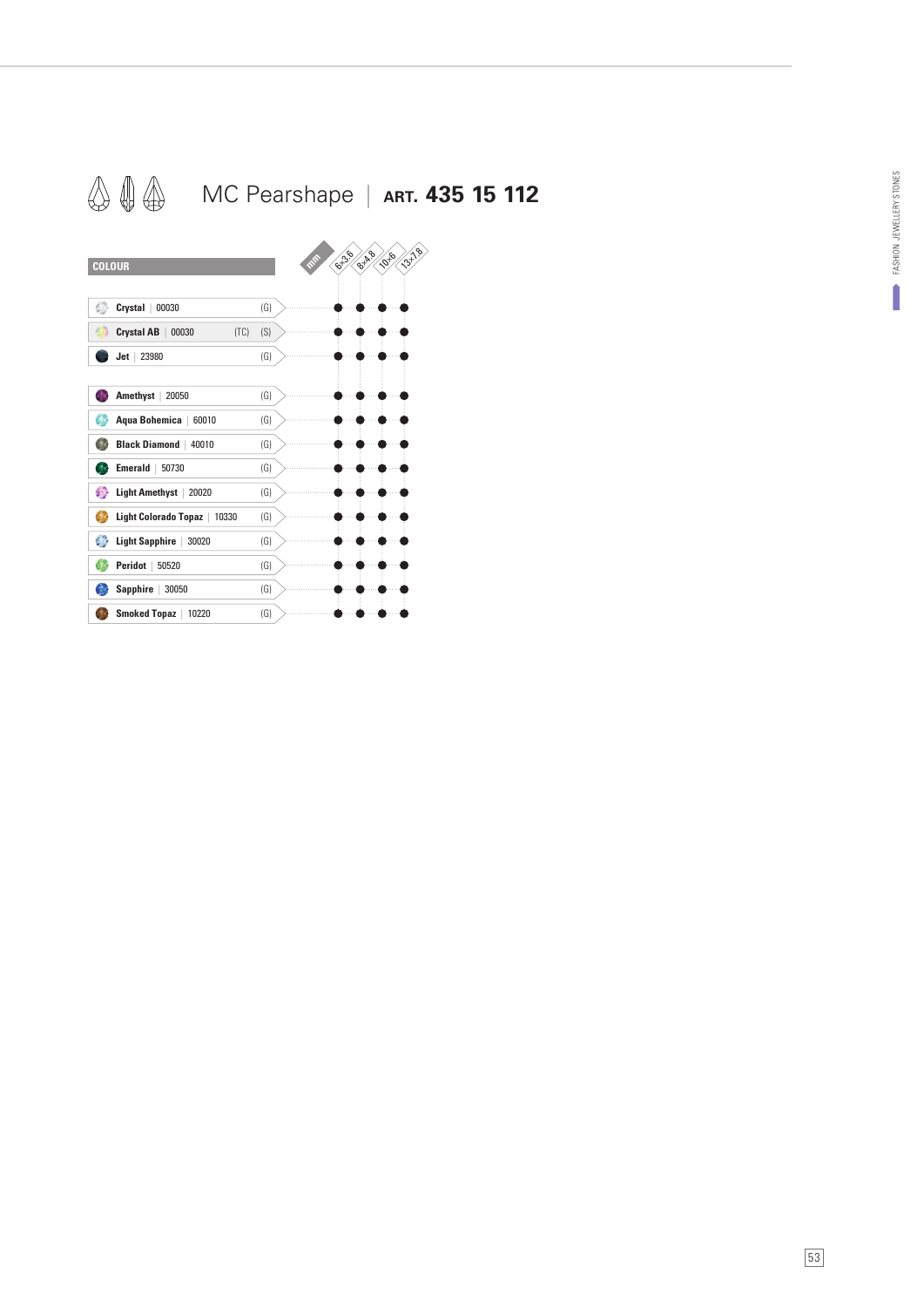# MC Pearshape | **ART. 435 15 112**

| COLOUR | | mm: 6×3.6 | 8×4.8 | 10×6 | 13×7.8 |
|---|---|---|---|---|---|
| **Crystal** \| 00030 | (G) | ● | ● | ● | ● |
| **Crystal AB** \| 00030 | (TC) (S) | ● | ● | ● | ● |
| **Jet** \| 23980 | (G) | ● | ● | ● | ● |
| **Amethyst** \| 20050 | (G) | ● | ● | ● | ● |
| **Aqua Bohemica** \| 60010 | (G) | ● | ● | ● | ● |
| **Black Diamond** \| 40010 | (G) | ● | ● | ● | ● |
| **Emerald** \| 50730 | (G) | ● | ● | ● | ● |
| **Light Amethyst** \| 20020 | (G) | ● | ● | ● | ● |
| **Light Colorado Topaz** \| 10330 | (G) | ● | ● | ● | ● |
| **Light Sapphire** \| 30020 | (G) | ● | ● | ● | ● |
| **Peridot** \| 50520 | (G) | ● | ● | ● | ● |
| **Sapphire** \| 30050 | (G) | ● | ● | ● | ● |
| **Smoked Topaz** \| 10220 | (G) | ● | ● | ● | ● |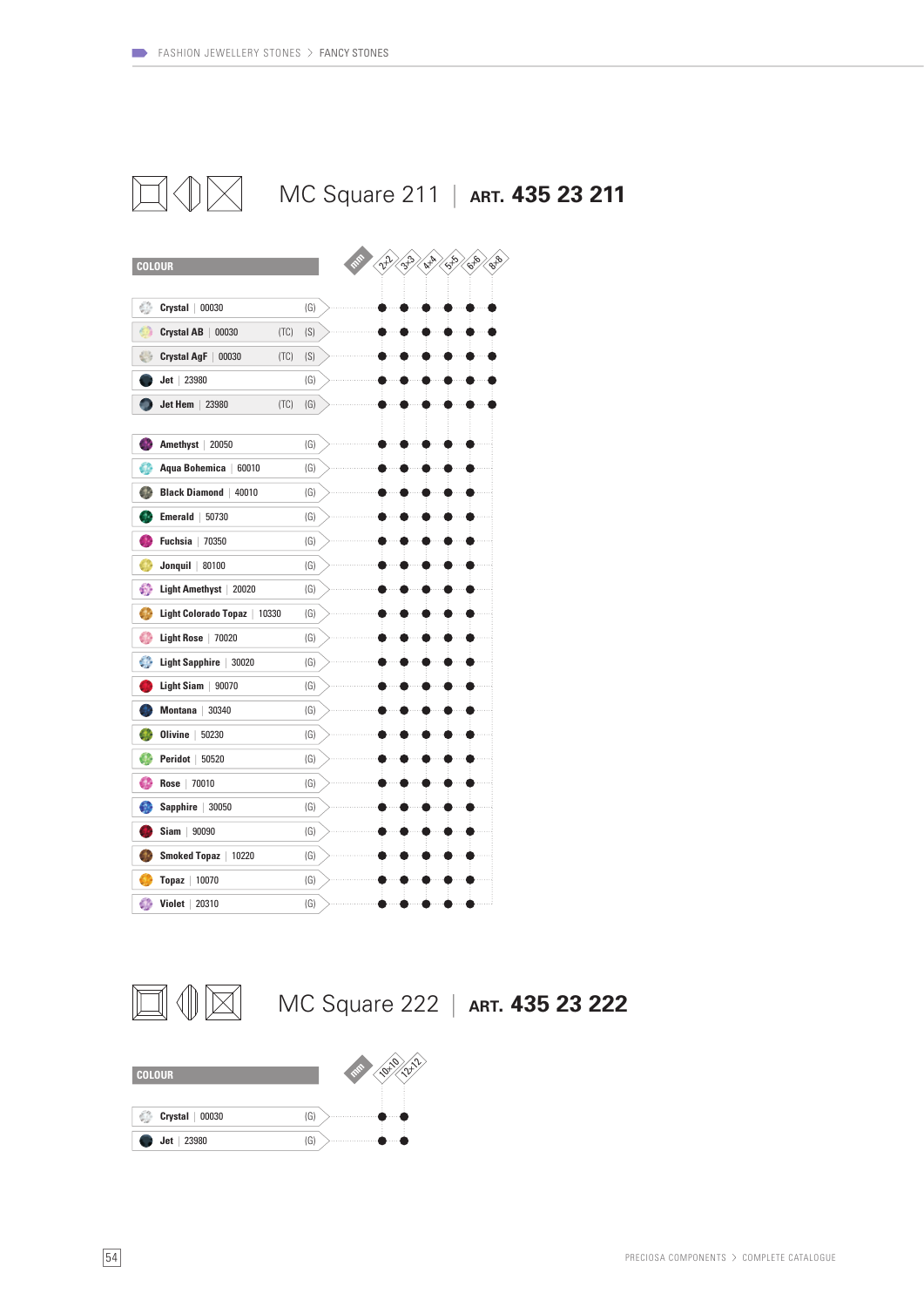FASHION JEWELLERY STONES > FANCY STONES

## MC Square 211 | ART. 435 23 211

| COLOUR | | | 2x2 | 3x3 | 4x4 | 5x5 | 6x6 | 8x8 |
|---|---|---|---|---|---|---|---|---|
| Crystal \| 00030 | | (G) | ● | ● | ● | ● | ● | ● |
| Crystal AB \| 00030 | (TC) | (S) | ● | ● | ● | ● | ● | ● |
| Crystal AgF \| 00030 | (TC) | (S) | ● | ● | ● | ● | ● | ● |
| Jet \| 23980 | | (G) | ● | ● | ● | ● | ● | ● |
| Jet Hem \| 23980 | (TC) | (G) | ● | ● | ● | ● | ● | ● |
| Amethyst \| 20050 | | (G) | ● | ● | ● | ● | ● | |
| Aqua Bohemica \| 60010 | | (G) | ● | ● | ● | ● | ● | |
| Black Diamond \| 40010 | | (G) | ● | ● | ● | ● | ● | |
| Emerald \| 50730 | | (G) | ● | ● | ● | ● | ● | |
| Fuchsia \| 70350 | | (G) | ● | ● | ● | ● | ● | |
| Jonquil \| 80100 | | (G) | ● | ● | ● | ● | ● | |
| Light Amethyst \| 20020 | | (G) | ● | ● | ● | ● | ● | |
| Light Colorado Topaz \| 10330 | | (G) | ● | ● | ● | ● | ● | |
| Light Rose \| 70020 | | (G) | ● | ● | ● | ● | ● | |
| Light Sapphire \| 30020 | | (G) | ● | ● | ● | ● | ● | |
| Light Siam \| 90070 | | (G) | ● | ● | ● | ● | ● | |
| Montana \| 30340 | | (G) | ● | ● | ● | ● | ● | |
| Olivine \| 50230 | | (G) | ● | ● | ● | ● | ● | |
| Peridot \| 50520 | | (G) | ● | ● | ● | ● | ● | |
| Rose \| 70010 | | (G) | ● | ● | ● | ● | ● | |
| Sapphire \| 30050 | | (G) | ● | ● | ● | ● | ● | |
| Siam \| 90090 | | (G) | ● | ● | ● | ● | ● | |
| Smoked Topaz \| 10220 | | (G) | ● | ● | ● | ● | ● | |
| Topaz \| 10070 | | (G) | ● | ● | ● | ● | ● | |
| Violet \| 20310 | | (G) | ● | ● | ● | ● | ● | |

## MC Square 222 | ART. 435 23 222

| COLOUR | | 10x10 | 12x12 |
|---|---|---|---|
| Crystal \| 00030 | (G) | ● | ● |
| Jet \| 23980 | (G) | ● | ● |

PRECIOSA COMPONENTS > COMPLETE CATALOGUE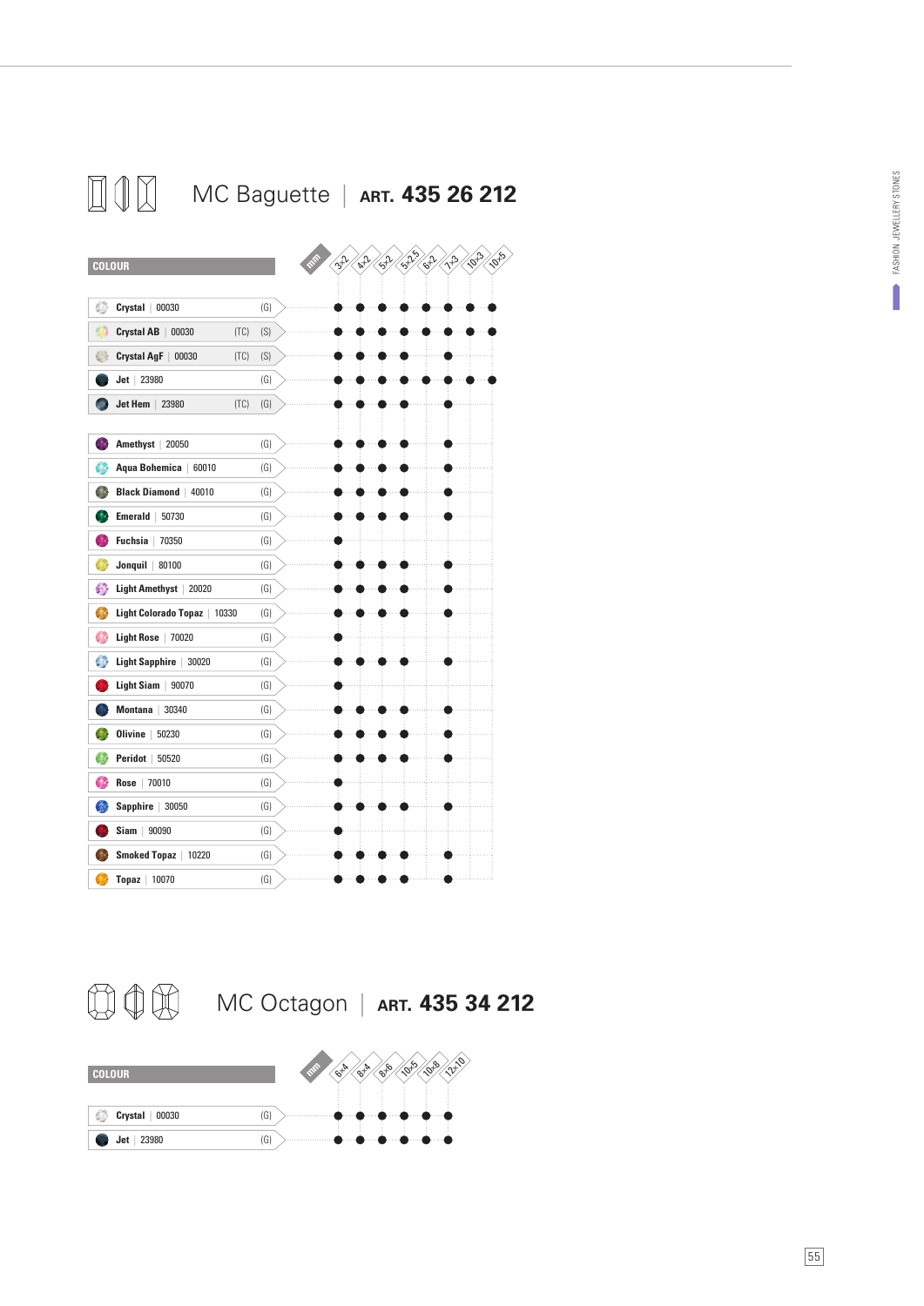## MC Baguette | ART. 435 26 212

| COLOUR | | mm | 3×2 | 4×2 | 5×2 | 5×2.5 | 6×2 | 7×3 | 10×3 | 10×5 |
|---|---|---|---|---|---|---|---|---|---|---|
| Crystal \| 00030 | (G) | | ● | ● | ● | ● | ● | ● | ● | ● |
| Crystal AB \| 00030 | (TC) (S) | | ● | ● | ● | ● | ● | ● | ● | ● |
| Crystal AgF \| 00030 | (TC) (S) | | ● | ● | ● | ● | | ● | | |
| Jet \| 23980 | (G) | | ● | ● | ● | ● | ● | ● | ● | ● |
| Jet Hem \| 23980 | (TC) (G) | | ● | ● | ● | ● | | ● | | |
| Amethyst \| 20050 | (G) | | ● | ● | ● | ● | | ● | | |
| Aqua Bohemica \| 60010 | (G) | | ● | ● | ● | ● | | ● | | |
| Black Diamond \| 40010 | (G) | | ● | ● | ● | ● | | ● | | |
| Emerald \| 50730 | (G) | | ● | ● | ● | ● | | ● | | |
| Fuchsia \| 70350 | (G) | | ● | | | | | | | |
| Jonquil \| 80100 | (G) | | ● | ● | ● | ● | | ● | | |
| Light Amethyst \| 20020 | (G) | | ● | ● | ● | ● | | ● | | |
| Light Colorado Topaz \| 10330 | (G) | | ● | ● | ● | ● | | ● | | |
| Light Rose \| 70020 | (G) | | ● | | | | | | | |
| Light Sapphire \| 30020 | (G) | | ● | ● | ● | ● | | ● | | |
| Light Siam \| 90070 | (G) | | ● | | | | | | | |
| Montana \| 30340 | (G) | | ● | ● | ● | ● | | ● | | |
| Olivine \| 50230 | (G) | | ● | ● | ● | ● | | ● | | |
| Peridot \| 50520 | (G) | | ● | ● | ● | ● | | ● | | |
| Rose \| 70010 | (G) | | ● | | | | | | | |
| Sapphire \| 30050 | (G) | | ● | ● | ● | ● | | ● | | |
| Siam \| 90090 | (G) | | ● | | | | | | | |
| Smoked Topaz \| 10220 | (G) | | ● | ● | ● | ● | | ● | | |
| Topaz \| 10070 | (G) | | ● | ● | ● | ● | | ● | | |

## MC Octagon | ART. 435 34 212

| COLOUR | | mm | 6×4 | 8×4 | 8×6 | 10×5 | 10×8 | 12×10 |
|---|---|---|---|---|---|---|---|---|
| Crystal \| 00030 | (G) | | ● | ● | ● | ● | ● | ● |
| Jet \| 23980 | (G) | | ● | ● | ● | ● | ● | ● |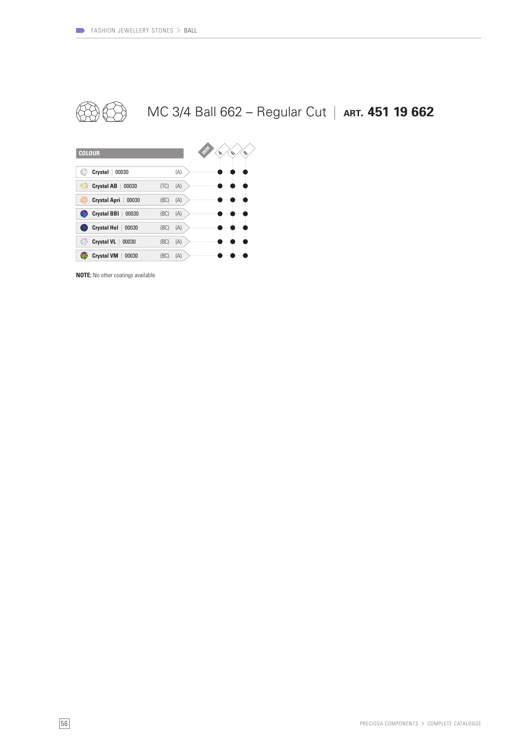# MC 3/4 Ball 662 – Regular Cut | ART. **451 19 662**

| COLOUR | | | 4 mm | 6 mm | 8 mm |
|---|---|---|---|---|---|
| **Crystal** \| 00030 | | (A) | ● | ● | ● |
| **Crystal AB** \| 00030 | (TC) | (A) | ● | ● | ● |
| **Crystal Apri** \| 00030 | (BC) | (A) | ● | ● | ● |
| **Crystal BBl** \| 00030 | (BC) | (A) | ● | ● | ● |
| **Crystal Hel** \| 00030 | (BC) | (A) | ● | ● | ● |
| **Crystal VL** \| 00030 | (BC) | (A) | ● | ● | ● |
| **Crystal VM** \| 00030 | (BC) | (A) | ● | ● | ● |

**NOTE:** No other coatings available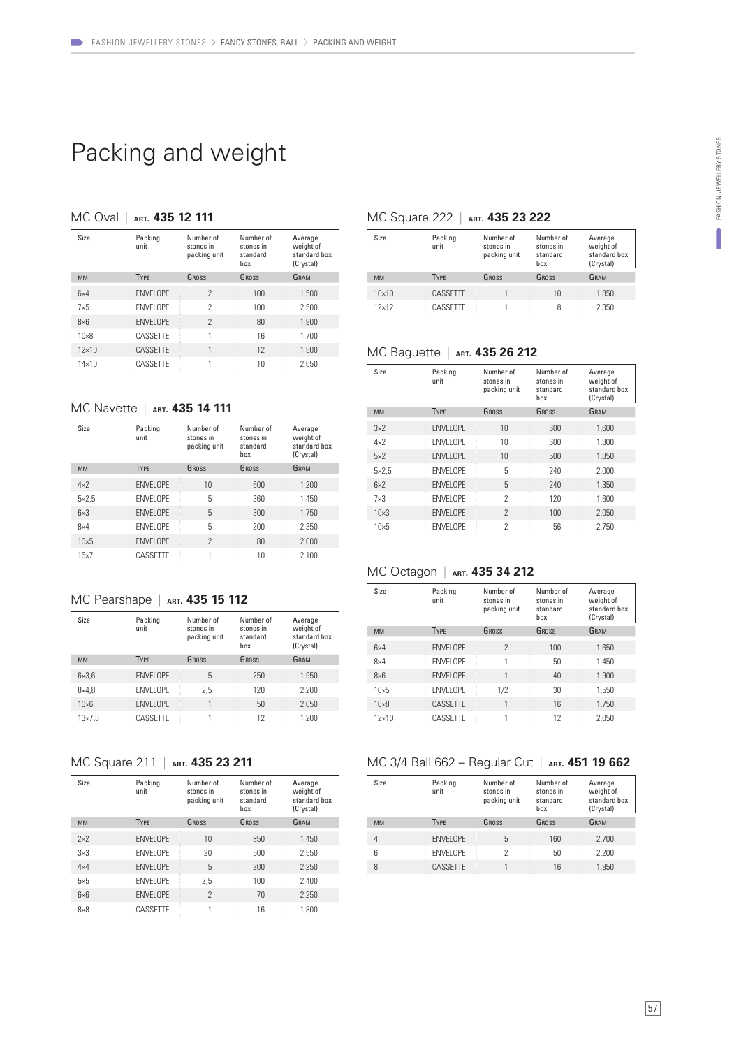# Packing and weight

## MC Oval | ART. 435 12 111

| Size | Packing unit | Number of stones in packing unit | Number of stones in standard box | Average weight of standard box (Crystal) |
|---|---|---|---|---|
| MM | TYPE | GROSS | GROSS | GRAM |
| 6×4 | ENVELOPE | 2 | 100 | 1,500 |
| 7×5 | ENVELOPE | 2 | 100 | 2,500 |
| 8×6 | ENVELOPE | 2 | 80 | 1,900 |
| 10×8 | CASSETTE | 1 | 16 | 1,700 |
| 12×10 | CASSETTE | 1 | 12 | 1 500 |
| 14×10 | CASSETTE | 1 | 10 | 2,050 |

## MC Navette | ART. 435 14 111

| Size | Packing unit | Number of stones in packing unit | Number of stones in standard box | Average weight of standard box (Crystal) |
|---|---|---|---|---|
| MM | TYPE | GROSS | GROSS | GRAM |
| 4×2 | ENVELOPE | 10 | 600 | 1,200 |
| 5×2,5 | ENVELOPE | 5 | 360 | 1,450 |
| 6×3 | ENVELOPE | 5 | 300 | 1,750 |
| 8×4 | ENVELOPE | 5 | 200 | 2,350 |
| 10×5 | ENVELOPE | 2 | 80 | 2,000 |
| 15×7 | CASSETTE | 1 | 10 | 2,100 |

## MC Pearshape | ART. 435 15 112

| Size | Packing unit | Number of stones in packing unit | Number of stones in standard box | Average weight of standard box (Crystal) |
|---|---|---|---|---|
| MM | TYPE | GROSS | GROSS | GRAM |
| 6×3,6 | ENVELOPE | 5 | 250 | 1,950 |
| 8×4,8 | ENVELOPE | 2,5 | 120 | 2,200 |
| 10×6 | ENVELOPE | 1 | 50 | 2,050 |
| 13×7,8 | CASSETTE | 1 | 12 | 1,200 |

## MC Square 211 | ART. 435 23 211

| Size | Packing unit | Number of stones in packing unit | Number of stones in standard box | Average weight of standard box (Crystal) |
|---|---|---|---|---|
| MM | TYPE | GROSS | GROSS | GRAM |
| 2×2 | ENVELOPE | 10 | 850 | 1,450 |
| 3×3 | ENVELOPE | 20 | 500 | 2,550 |
| 4×4 | ENVELOPE | 5 | 200 | 2,250 |
| 5×5 | ENVELOPE | 2,5 | 100 | 2,400 |
| 6×6 | ENVELOPE | 2 | 70 | 2,250 |
| 8×8 | CASSETTE | 1 | 16 | 1,800 |

## MC Square 222 | ART. 435 23 222

| Size | Packing unit | Number of stones in packing unit | Number of stones in standard box | Average weight of standard box (Crystal) |
|---|---|---|---|---|
| MM | TYPE | GROSS | GROSS | GRAM |
| 10×10 | CASSETTE | 1 | 10 | 1,850 |
| 12×12 | CASSETTE | 1 | 8 | 2,350 |

## MC Baguette | ART. 435 26 212

| Size | Packing unit | Number of stones in packing unit | Number of stones in standard box | Average weight of standard box (Crystal) |
|---|---|---|---|---|
| MM | TYPE | GROSS | GROSS | GRAM |
| 3×2 | ENVELOPE | 10 | 600 | 1,600 |
| 4×2 | ENVELOPE | 10 | 600 | 1,800 |
| 5×2 | ENVELOPE | 10 | 500 | 1,850 |
| 5×2,5 | ENVELOPE | 5 | 240 | 2,000 |
| 6×2 | ENVELOPE | 5 | 240 | 1,350 |
| 7×3 | ENVELOPE | 2 | 120 | 1,600 |
| 10×3 | ENVELOPE | 2 | 100 | 2,050 |
| 10×5 | ENVELOPE | 2 | 56 | 2,750 |

## MC Octagon | ART. 435 34 212

| Size | Packing unit | Number of stones in packing unit | Number of stones in standard box | Average weight of standard box (Crystal) |
|---|---|---|---|---|
| MM | TYPE | GROSS | GROSS | GRAM |
| 6×4 | ENVELOPE | 2 | 100 | 1,650 |
| 8×4 | ENVELOPE | 1 | 50 | 1,450 |
| 8×6 | ENVELOPE | 1 | 40 | 1,900 |
| 10×5 | ENVELOPE | 1/2 | 30 | 1,550 |
| 10×8 | CASSETTE | 1 | 16 | 1,750 |
| 12×10 | CASSETTE | 1 | 12 | 2,050 |

## MC 3/4 Ball 662 – Regular Cut | ART. 451 19 662

| Size | Packing unit | Number of stones in packing unit | Number of stones in standard box | Average weight of standard box (Crystal) |
|---|---|---|---|---|
| MM | TYPE | GROSS | GROSS | GRAM |
| 4 | ENVELOPE | 5 | 160 | 2,700 |
| 6 | ENVELOPE | 2 | 50 | 2,200 |
| 8 | CASSETTE | 1 | 16 | 1,950 |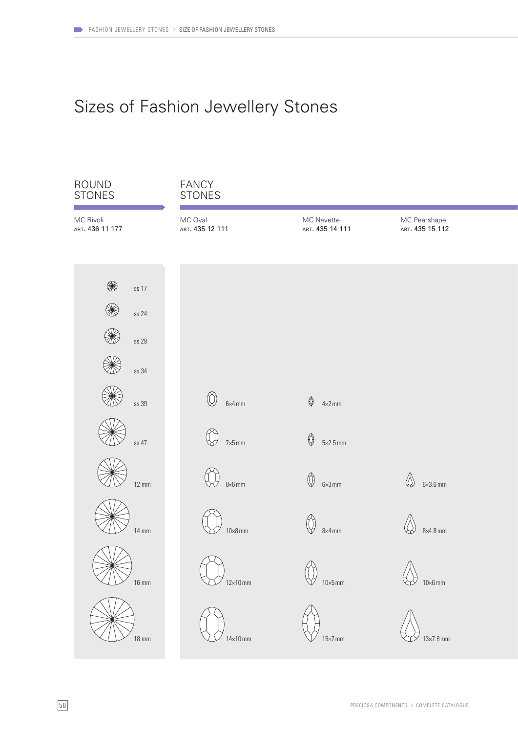# Sizes of Fashion Jewellery Stones

| ROUND STONES | FANCY STONES | | |
|---|---|---|---|
| MC Rivoli<br>ART. 436 11 177 | MC Oval<br>ART. 435 12 111 | MC Navette<br>ART. 435 14 111 | MC Pearshape<br>ART. 435 15 112 |
| ss 17 | | | |
| ss 24 | | | |
| ss 29 | | | |
| ss 34 | | | |
| ss 39 | 6×4 mm | 4×2 mm | |
| ss 47 | 7×5 mm | 5×2.5 mm | |
| 12 mm | 8×6 mm | 6×3 mm | 6×3.6 mm |
| 14 mm | 10×8 mm | 8×4 mm | 8×4.8 mm |
| 16 mm | 12×10 mm | 10×5 mm | 10×6 mm |
| 18 mm | 14×10 mm | 15×7 mm | 13×7.8 mm |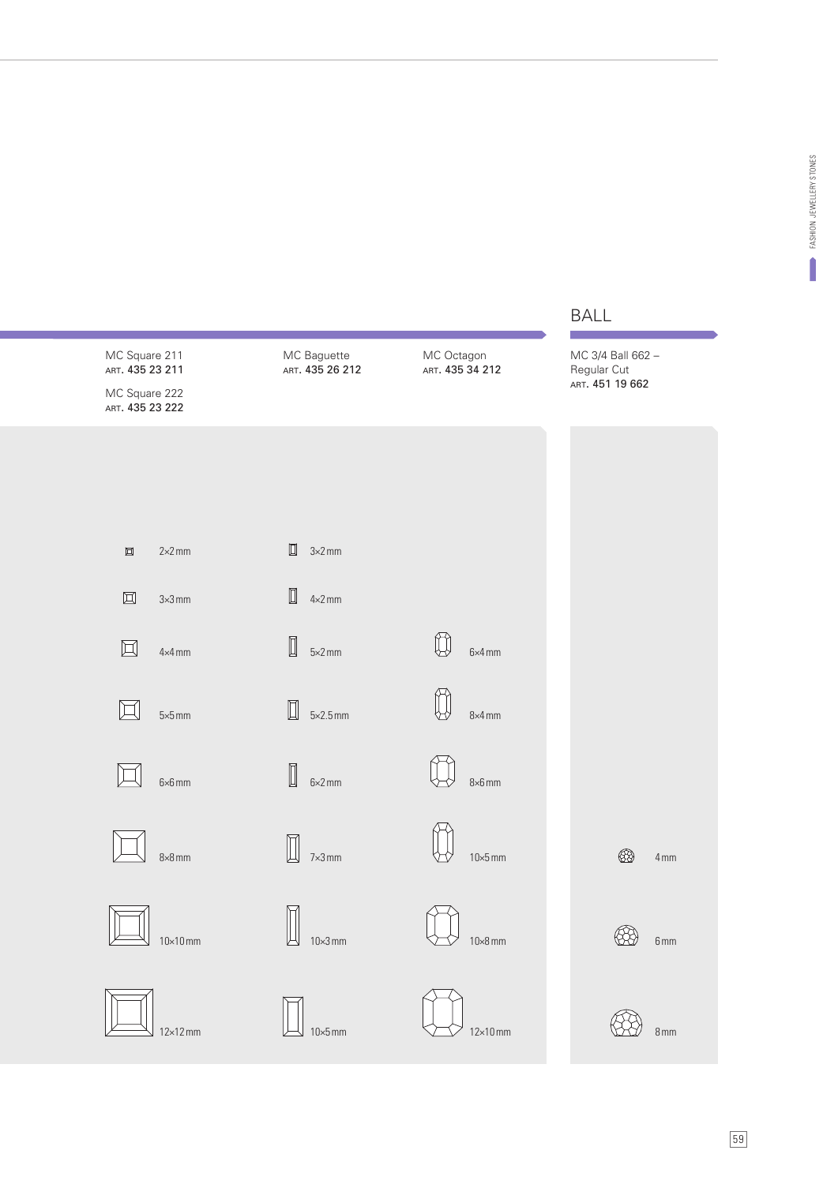## BALL

MC Square 211
ART. 435 23 211

MC Square 222
ART. 435 23 222

MC Baguette
ART. 435 26 212

MC Octagon
ART. 435 34 212

MC 3/4 Ball 662 –
Regular Cut
ART. 451 19 662

| MC Square 211 / MC Square 222 | MC Baguette | MC Octagon | MC 3/4 Ball 662 – Regular Cut |
|---|---|---|---|
| 2×2 mm | 3×2 mm | | |
| 3×3 mm | 4×2 mm | | |
| 4×4 mm | 5×2 mm | 6×4 mm | |
| 5×5 mm | 5×2.5 mm | 8×4 mm | |
| 6×6 mm | 6×2 mm | 8×6 mm | |
| 8×8 mm | 7×3 mm | 10×5 mm | 4 mm |
| 10×10 mm | 10×3 mm | 10×8 mm | 6 mm |
| 12×12 mm | 10×5 mm | 12×10 mm | 8 mm |